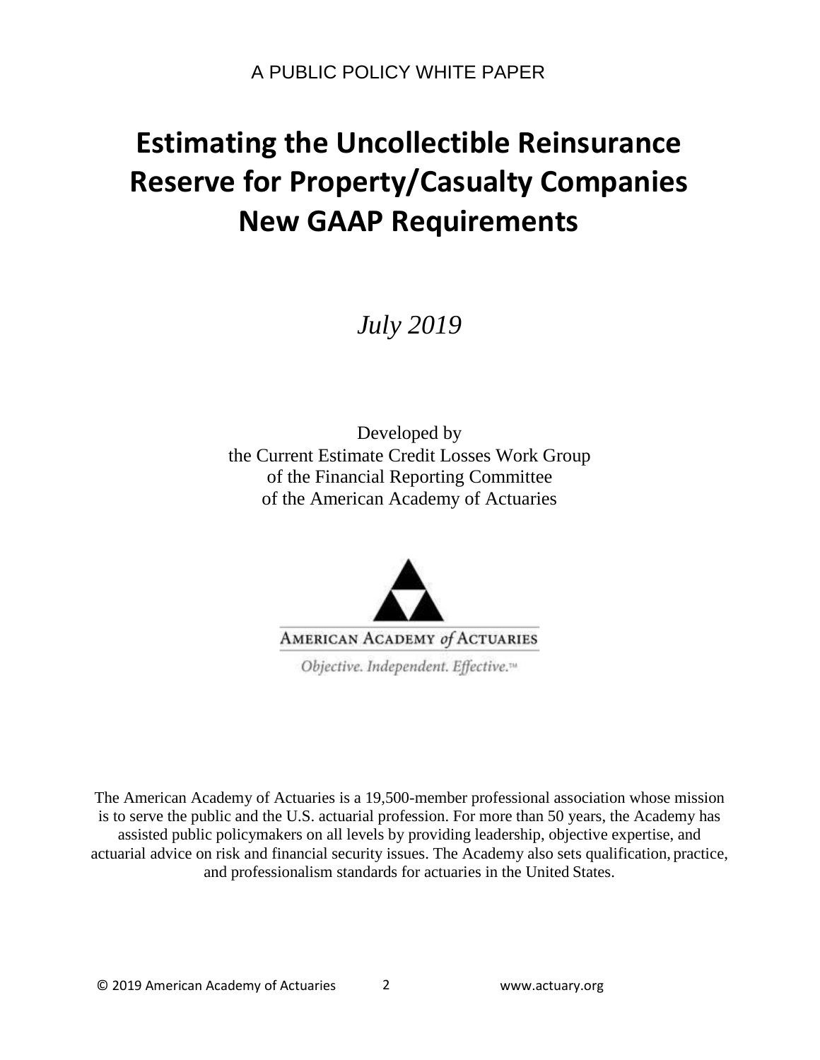A PUBLIC POLICY WHITE PAPER

# Estimating the Uncollectible Reinsurance Reserve for Property/Casualty Companies New GAAP Requirements

*July 2019*

Developed by
the Current Estimate Credit Losses Work Group
of the Financial Reporting Committee
of the American Academy of Actuaries

AMERICAN ACADEMY *of* ACTUARIES

*Objective. Independent. Effective.™*

The American Academy of Actuaries is a 19,500-member professional association whose mission is to serve the public and the U.S. actuarial profession. For more than 50 years, the Academy has assisted public policymakers on all levels by providing leadership, objective expertise, and actuarial advice on risk and financial security issues. The Academy also sets qualification, practice, and professionalism standards for actuaries in the United States.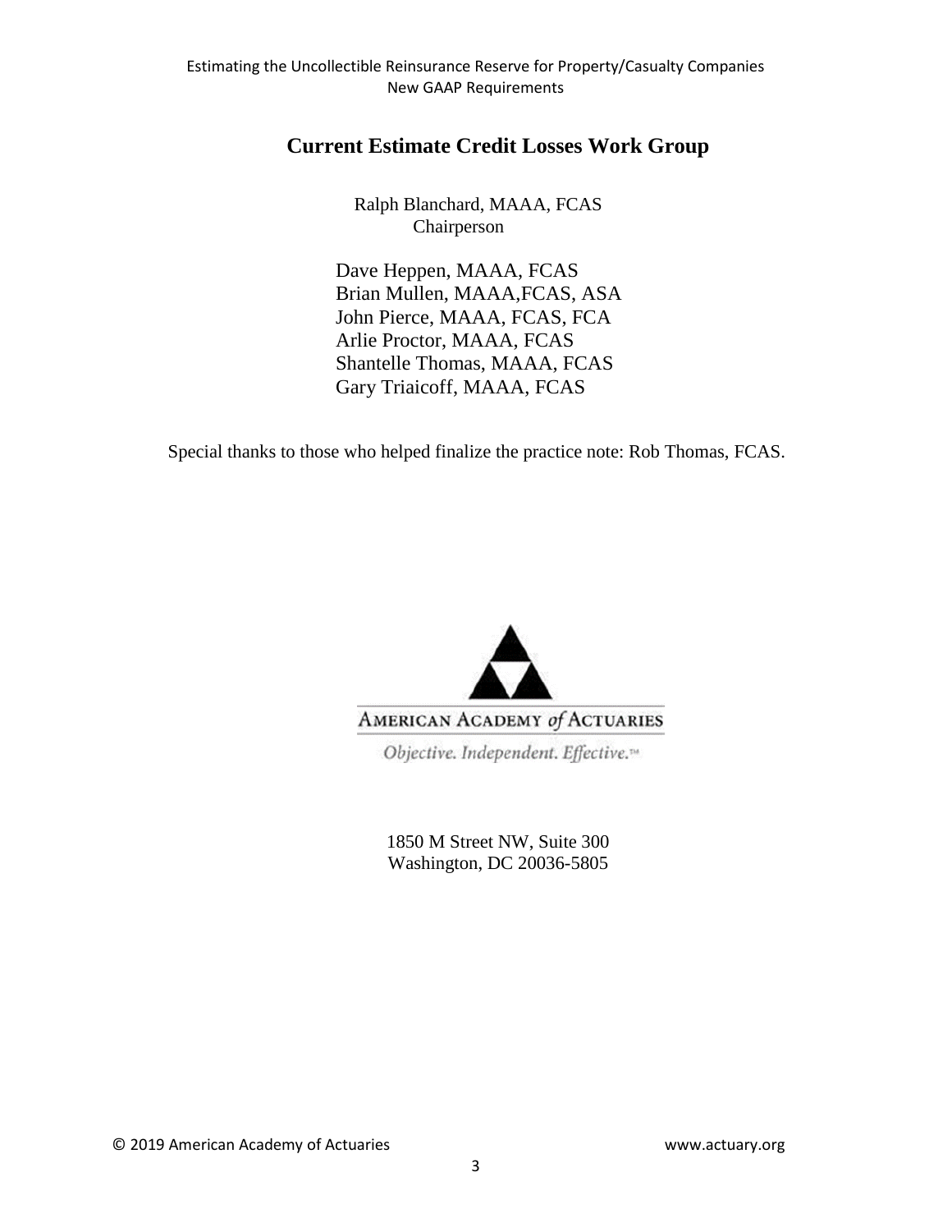## Current Estimate Credit Losses Work Group

Ralph Blanchard, MAAA, FCAS
Chairperson

Dave Heppen, MAAA, FCAS
Brian Mullen, MAAA,FCAS, ASA
John Pierce, MAAA, FCAS, FCA
Arlie Proctor, MAAA, FCAS
Shantelle Thomas, MAAA, FCAS
Gary Triaicoff, MAAA, FCAS

Special thanks to those who helped finalize the practice note: Rob Thomas, FCAS.

AMERICAN ACADEMY *of* ACTUARIES

*Objective. Independent. Effective.*™

1850 M Street NW, Suite 300
Washington, DC 20036-5805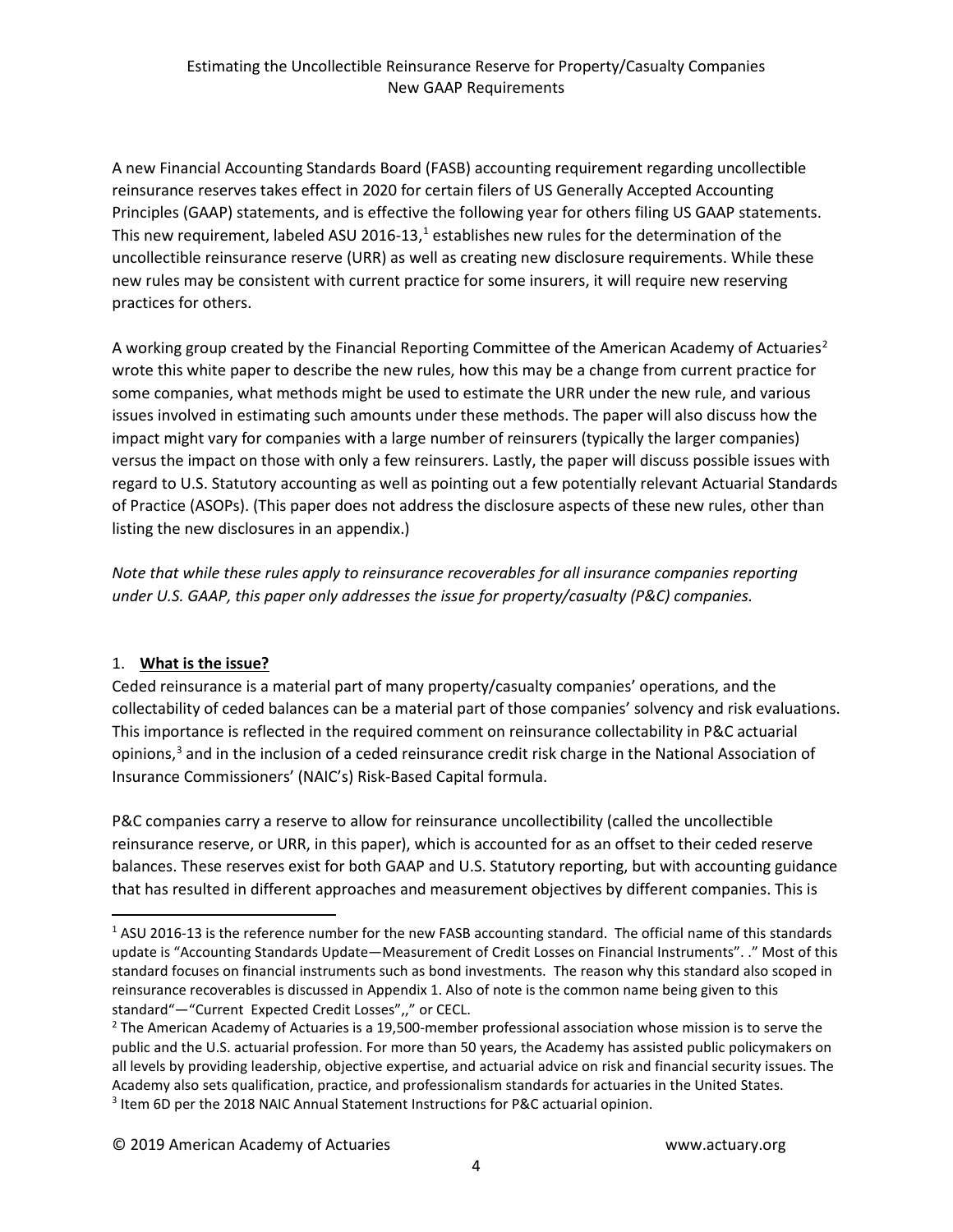A new Financial Accounting Standards Board (FASB) accounting requirement regarding uncollectible reinsurance reserves takes effect in 2020 for certain filers of US Generally Accepted Accounting Principles (GAAP) statements, and is effective the following year for others filing US GAAP statements. This new requirement, labeled ASU 2016-13,[1] establishes new rules for the determination of the uncollectible reinsurance reserve (URR) as well as creating new disclosure requirements. While these new rules may be consistent with current practice for some insurers, it will require new reserving practices for others.

A working group created by the Financial Reporting Committee of the American Academy of Actuaries[2] wrote this white paper to describe the new rules, how this may be a change from current practice for some companies, what methods might be used to estimate the URR under the new rule, and various issues involved in estimating such amounts under these methods. The paper will also discuss how the impact might vary for companies with a large number of reinsurers (typically the larger companies) versus the impact on those with only a few reinsurers. Lastly, the paper will discuss possible issues with regard to U.S. Statutory accounting as well as pointing out a few potentially relevant Actuarial Standards of Practice (ASOPs). (This paper does not address the disclosure aspects of these new rules, other than listing the new disclosures in an appendix.)

*Note that while these rules apply to reinsurance recoverables for all insurance companies reporting under U.S. GAAP, this paper only addresses the issue for property/casualty (P&C) companies.*

## 1. **What is the issue?**

Ceded reinsurance is a material part of many property/casualty companies' operations, and the collectability of ceded balances can be a material part of those companies' solvency and risk evaluations. This importance is reflected in the required comment on reinsurance collectability in P&C actuarial opinions,[3] and in the inclusion of a ceded reinsurance credit risk charge in the National Association of Insurance Commissioners' (NAIC's) Risk-Based Capital formula.

P&C companies carry a reserve to allow for reinsurance uncollectibility (called the uncollectible reinsurance reserve, or URR, in this paper), which is accounted for as an offset to their ceded reserve balances. These reserves exist for both GAAP and U.S. Statutory reporting, but with accounting guidance that has resulted in different approaches and measurement objectives by different companies. This is

---

[1] ASU 2016-13 is the reference number for the new FASB accounting standard. The official name of this standards update is "Accounting Standards Update—Measurement of Credit Losses on Financial Instruments". ." Most of this standard focuses on financial instruments such as bond investments. The reason why this standard also scoped in reinsurance recoverables is discussed in Appendix 1. Also of note is the common name being given to this standard"—"Current Expected Credit Losses",," or CECL.

[2] The American Academy of Actuaries is a 19,500-member professional association whose mission is to serve the public and the U.S. actuarial profession. For more than 50 years, the Academy has assisted public policymakers on all levels by providing leadership, objective expertise, and actuarial advice on risk and financial security issues. The Academy also sets qualification, practice, and professionalism standards for actuaries in the United States.

[3] Item 6D per the 2018 NAIC Annual Statement Instructions for P&C actuarial opinion.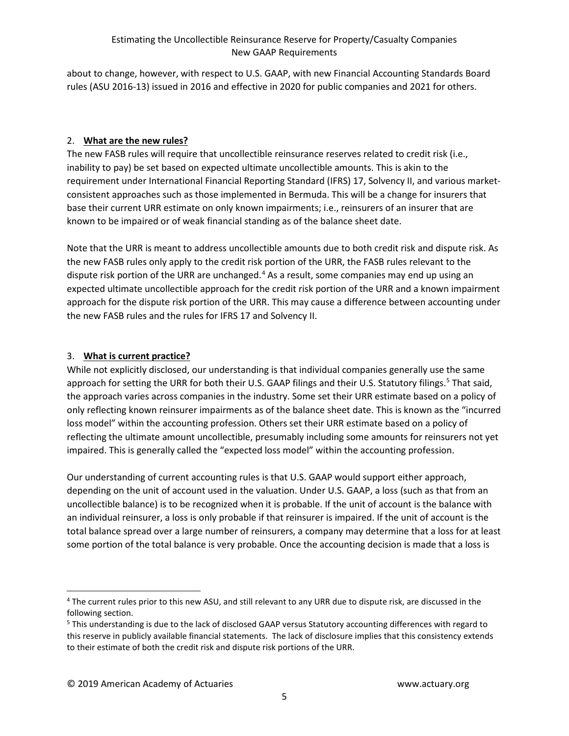about to change, however, with respect to U.S. GAAP, with new Financial Accounting Standards Board rules (ASU 2016-13) issued in 2016 and effective in 2020 for public companies and 2021 for others.

## 2. **What are the new rules?**

The new FASB rules will require that uncollectible reinsurance reserves related to credit risk (i.e., inability to pay) be set based on expected ultimate uncollectible amounts. This is akin to the requirement under International Financial Reporting Standard (IFRS) 17, Solvency II, and various market-consistent approaches such as those implemented in Bermuda. This will be a change for insurers that base their current URR estimate on only known impairments; i.e., reinsurers of an insurer that are known to be impaired or of weak financial standing as of the balance sheet date.

Note that the URR is meant to address uncollectible amounts due to both credit risk and dispute risk. As the new FASB rules only apply to the credit risk portion of the URR, the FASB rules relevant to the dispute risk portion of the URR are unchanged.[4] As a result, some companies may end up using an expected ultimate uncollectible approach for the credit risk portion of the URR and a known impairment approach for the dispute risk portion of the URR. This may cause a difference between accounting under the new FASB rules and the rules for IFRS 17 and Solvency II.

## 3. **What is current practice?**

While not explicitly disclosed, our understanding is that individual companies generally use the same approach for setting the URR for both their U.S. GAAP filings and their U.S. Statutory filings.[5] That said, the approach varies across companies in the industry. Some set their URR estimate based on a policy of only reflecting known reinsurer impairments as of the balance sheet date. This is known as the "incurred loss model" within the accounting profession. Others set their URR estimate based on a policy of reflecting the ultimate amount uncollectible, presumably including some amounts for reinsurers not yet impaired. This is generally called the "expected loss model" within the accounting profession.

Our understanding of current accounting rules is that U.S. GAAP would support either approach, depending on the unit of account used in the valuation. Under U.S. GAAP, a loss (such as that from an uncollectible balance) is to be recognized when it is probable. If the unit of account is the balance with an individual reinsurer, a loss is only probable if that reinsurer is impaired. If the unit of account is the total balance spread over a large number of reinsurers, a company may determine that a loss for at least some portion of the total balance is very probable. Once the accounting decision is made that a loss is

---

[4] The current rules prior to this new ASU, and still relevant to any URR due to dispute risk, are discussed in the following section.

[5] This understanding is due to the lack of disclosed GAAP versus Statutory accounting differences with regard to this reserve in publicly available financial statements. The lack of disclosure implies that this consistency extends to their estimate of both the credit risk and dispute risk portions of the URR.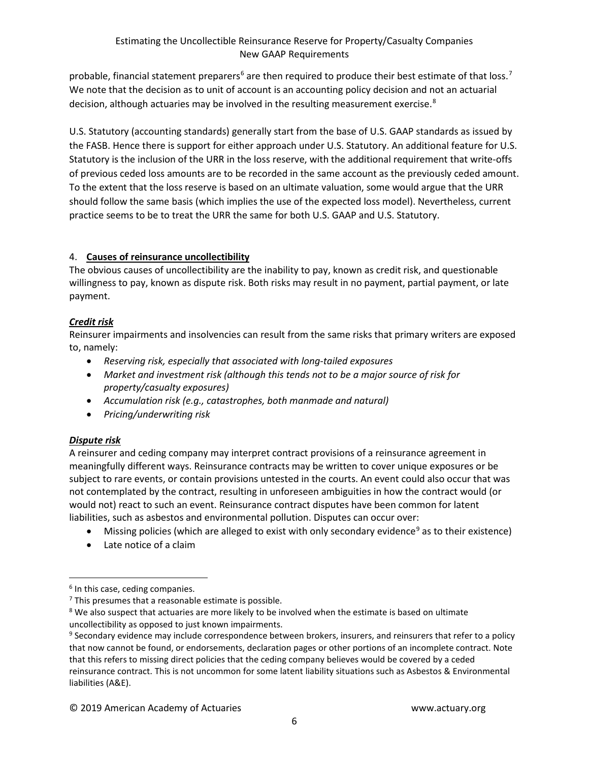probable, financial statement preparers[6] are then required to produce their best estimate of that loss.[7] We note that the decision as to unit of account is an accounting policy decision and not an actuarial decision, although actuaries may be involved in the resulting measurement exercise.[8]

U.S. Statutory (accounting standards) generally start from the base of U.S. GAAP standards as issued by the FASB. Hence there is support for either approach under U.S. Statutory. An additional feature for U.S. Statutory is the inclusion of the URR in the loss reserve, with the additional requirement that write-offs of previous ceded loss amounts are to be recorded in the same account as the previously ceded amount. To the extent that the loss reserve is based on an ultimate valuation, some would argue that the URR should follow the same basis (which implies the use of the expected loss model). Nevertheless, current practice seems to be to treat the URR the same for both U.S. GAAP and U.S. Statutory.

## 4. **Causes of reinsurance uncollectibility**

The obvious causes of uncollectibility are the inability to pay, known as credit risk, and questionable willingness to pay, known as dispute risk. Both risks may result in no payment, partial payment, or late payment.

### ***Credit risk***

Reinsurer impairments and insolvencies can result from the same risks that primary writers are exposed to, namely:

- *Reserving risk, especially that associated with long-tailed exposures*
- *Market and investment risk (although this tends not to be a major source of risk for property/casualty exposures)*
- *Accumulation risk (e.g., catastrophes, both manmade and natural)*
- *Pricing/underwriting risk*

### ***Dispute risk***

A reinsurer and ceding company may interpret contract provisions of a reinsurance agreement in meaningfully different ways. Reinsurance contracts may be written to cover unique exposures or be subject to rare events, or contain provisions untested in the courts. An event could also occur that was not contemplated by the contract, resulting in unforeseen ambiguities in how the contract would (or would not) react to such an event. Reinsurance contract disputes have been common for latent liabilities, such as asbestos and environmental pollution. Disputes can occur over:

- Missing policies (which are alleged to exist with only secondary evidence[9] as to their existence)
- Late notice of a claim

---

[6] In this case, ceding companies.

[7] This presumes that a reasonable estimate is possible.

[8] We also suspect that actuaries are more likely to be involved when the estimate is based on ultimate uncollectibility as opposed to just known impairments.

[9] Secondary evidence may include correspondence between brokers, insurers, and reinsurers that refer to a policy that now cannot be found, or endorsements, declaration pages or other portions of an incomplete contract. Note that this refers to missing direct policies that the ceding company believes would be covered by a ceded reinsurance contract. This is not uncommon for some latent liability situations such as Asbestos & Environmental liabilities (A&E).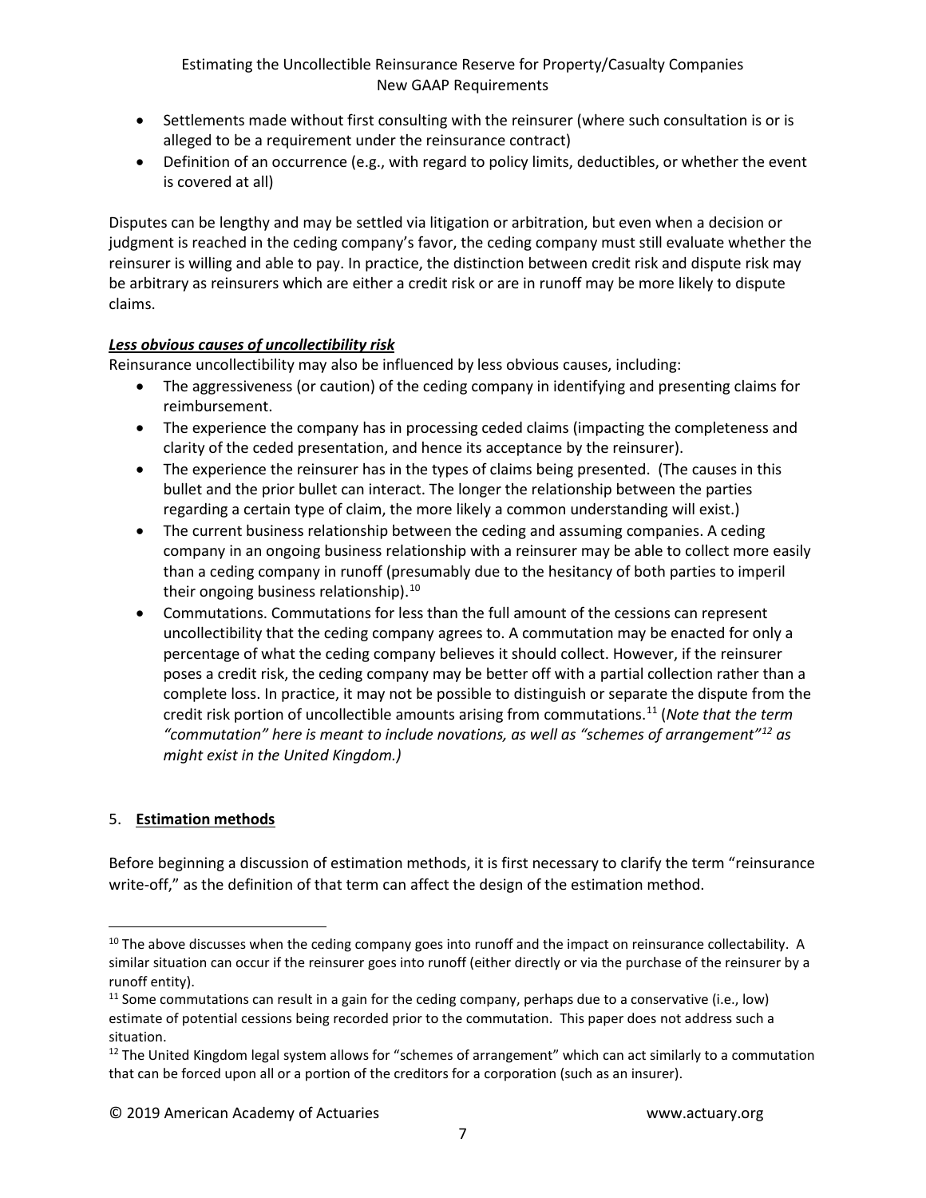- Settlements made without first consulting with the reinsurer (where such consultation is or is alleged to be a requirement under the reinsurance contract)
- Definition of an occurrence (e.g., with regard to policy limits, deductibles, or whether the event is covered at all)

Disputes can be lengthy and may be settled via litigation or arbitration, but even when a decision or judgment is reached in the ceding company's favor, the ceding company must still evaluate whether the reinsurer is willing and able to pay. In practice, the distinction between credit risk and dispute risk may be arbitrary as reinsurers which are either a credit risk or are in runoff may be more likely to dispute claims.

***<u>Less obvious causes of uncollectibility risk</u>***

Reinsurance uncollectibility may also be influenced by less obvious causes, including:

- The aggressiveness (or caution) of the ceding company in identifying and presenting claims for reimbursement.
- The experience the company has in processing ceded claims (impacting the completeness and clarity of the ceded presentation, and hence its acceptance by the reinsurer).
- The experience the reinsurer has in the types of claims being presented. (The causes in this bullet and the prior bullet can interact. The longer the relationship between the parties regarding a certain type of claim, the more likely a common understanding will exist.)
- The current business relationship between the ceding and assuming companies. A ceding company in an ongoing business relationship with a reinsurer may be able to collect more easily than a ceding company in runoff (presumably due to the hesitancy of both parties to imperil their ongoing business relationship).[10]
- Commutations. Commutations for less than the full amount of the cessions can represent uncollectibility that the ceding company agrees to. A commutation may be enacted for only a percentage of what the ceding company believes it should collect. However, if the reinsurer poses a credit risk, the ceding company may be better off with a partial collection rather than a complete loss. In practice, it may not be possible to distinguish or separate the dispute from the credit risk portion of uncollectible amounts arising from commutations.[11] (*Note that the term "commutation" here is meant to include novations, as well as "schemes of arrangement"[12] as might exist in the United Kingdom.)*

## 5. **<u>Estimation methods</u>**

Before beginning a discussion of estimation methods, it is first necessary to clarify the term "reinsurance write-off," as the definition of that term can affect the design of the estimation method.

---

[10] The above discusses when the ceding company goes into runoff and the impact on reinsurance collectability. A similar situation can occur if the reinsurer goes into runoff (either directly or via the purchase of the reinsurer by a runoff entity).

[11] Some commutations can result in a gain for the ceding company, perhaps due to a conservative (i.e., low) estimate of potential cessions being recorded prior to the commutation. This paper does not address such a situation.

[12] The United Kingdom legal system allows for "schemes of arrangement" which can act similarly to a commutation that can be forced upon all or a portion of the creditors for a corporation (such as an insurer).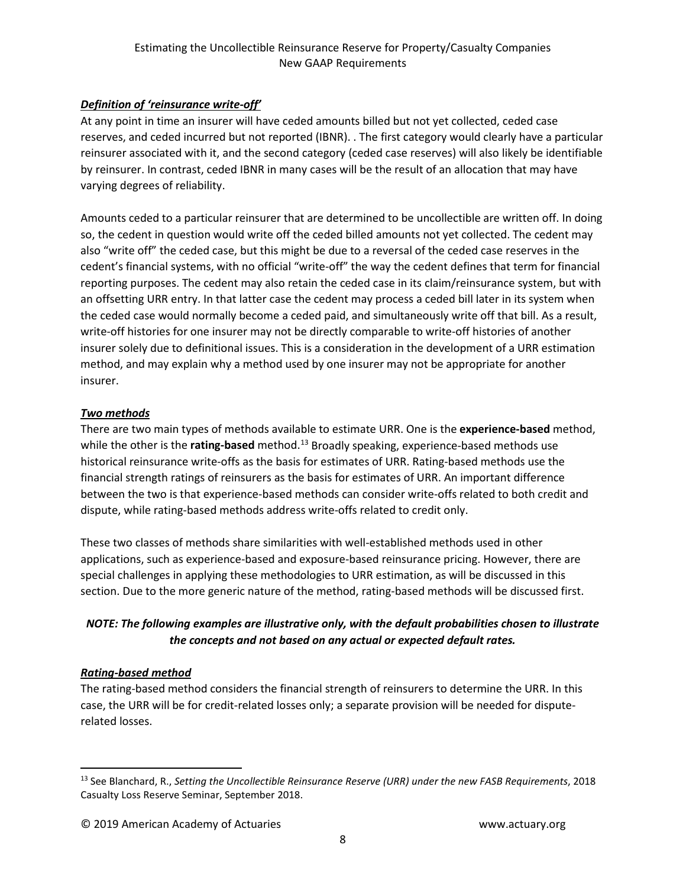### *Definition of 'reinsurance write-off'*

At any point in time an insurer will have ceded amounts billed but not yet collected, ceded case reserves, and ceded incurred but not reported (IBNR). . The first category would clearly have a particular reinsurer associated with it, and the second category (ceded case reserves) will also likely be identifiable by reinsurer. In contrast, ceded IBNR in many cases will be the result of an allocation that may have varying degrees of reliability.

Amounts ceded to a particular reinsurer that are determined to be uncollectible are written off. In doing so, the cedent in question would write off the ceded billed amounts not yet collected. The cedent may also "write off" the ceded case, but this might be due to a reversal of the ceded case reserves in the cedent's financial systems, with no official "write-off" the way the cedent defines that term for financial reporting purposes. The cedent may also retain the ceded case in its claim/reinsurance system, but with an offsetting URR entry. In that latter case the cedent may process a ceded bill later in its system when the ceded case would normally become a ceded paid, and simultaneously write off that bill. As a result, write-off histories for one insurer may not be directly comparable to write-off histories of another insurer solely due to definitional issues. This is a consideration in the development of a URR estimation method, and may explain why a method used by one insurer may not be appropriate for another insurer.

### *Two methods*

There are two main types of methods available to estimate URR. One is the **experience-based** method, while the other is the **rating-based** method.[13] Broadly speaking, experience-based methods use historical reinsurance write-offs as the basis for estimates of URR. Rating-based methods use the financial strength ratings of reinsurers as the basis for estimates of URR. An important difference between the two is that experience-based methods can consider write-offs related to both credit and dispute, while rating-based methods address write-offs related to credit only.

These two classes of methods share similarities with well-established methods used in other applications, such as experience-based and exposure-based reinsurance pricing. However, there are special challenges in applying these methodologies to URR estimation, as will be discussed in this section. Due to the more generic nature of the method, rating-based methods will be discussed first.

***NOTE: The following examples are illustrative only, with the default probabilities chosen to illustrate the concepts and not based on any actual or expected default rates.***

### *Rating-based method*

The rating-based method considers the financial strength of reinsurers to determine the URR. In this case, the URR will be for credit-related losses only; a separate provision will be needed for dispute-related losses.

---

[13] See Blanchard, R., *Setting the Uncollectible Reinsurance Reserve (URR) under the new FASB Requirements*, 2018 Casualty Loss Reserve Seminar, September 2018.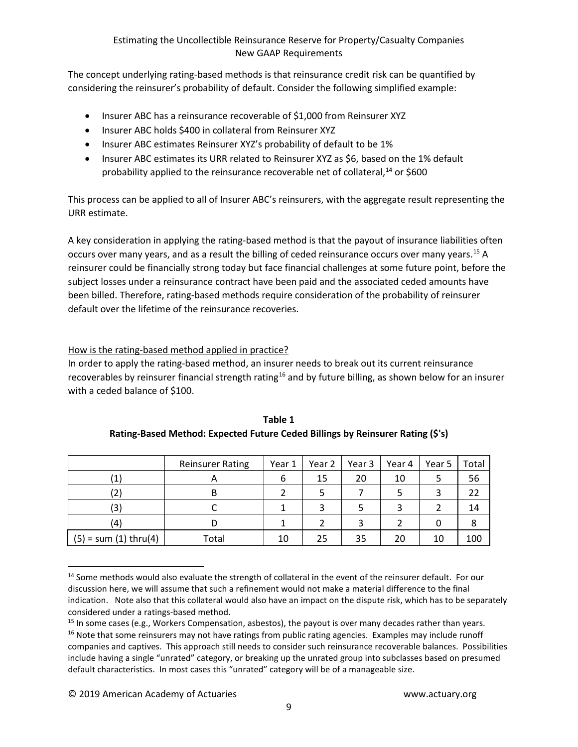The concept underlying rating-based methods is that reinsurance credit risk can be quantified by considering the reinsurer's probability of default. Consider the following simplified example:

- Insurer ABC has a reinsurance recoverable of $1,000 from Reinsurer XYZ
- Insurer ABC holds $400 in collateral from Reinsurer XYZ
- Insurer ABC estimates Reinsurer XYZ's probability of default to be 1%
- Insurer ABC estimates its URR related to Reinsurer XYZ as $6, based on the 1% default probability applied to the reinsurance recoverable net of collateral,[14] or $600

This process can be applied to all of Insurer ABC's reinsurers, with the aggregate result representing the URR estimate.

A key consideration in applying the rating-based method is that the payout of insurance liabilities often occurs over many years, and as a result the billing of ceded reinsurance occurs over many years.[15] A reinsurer could be financially strong today but face financial challenges at some future point, before the subject losses under a reinsurance contract have been paid and the associated ceded amounts have been billed. Therefore, rating-based methods require consideration of the probability of reinsurer default over the lifetime of the reinsurance recoveries.

<u>How is the rating-based method applied in practice?</u>

In order to apply the rating-based method, an insurer needs to break out its current reinsurance recoverables by reinsurer financial strength rating[16] and by future billing, as shown below for an insurer with a ceded balance of $100.

**Table 1**
**Rating-Based Method: Expected Future Ceded Billings by Reinsurer Rating ($'s)**

| | Reinsurer Rating | Year 1 | Year 2 | Year 3 | Year 4 | Year 5 | Total |
|---|---|---|---|---|---|---|---|
| (1) | A | 6 | 15 | 20 | 10 | 5 | 56 |
| (2) | B | 2 | 5 | 7 | 5 | 3 | 22 |
| (3) | C | 1 | 3 | 5 | 3 | 2 | 14 |
| (4) | D | 1 | 2 | 3 | 2 | 0 | 8 |
| (5) = sum (1) thru(4) | Total | 10 | 25 | 35 | 20 | 10 | 100 |

---

[14] Some methods would also evaluate the strength of collateral in the event of the reinsurer default. For our discussion here, we will assume that such a refinement would not make a material difference to the final indication. Note also that this collateral would also have an impact on the dispute risk, which has to be separately considered under a ratings-based method.

[15] In some cases (e.g., Workers Compensation, asbestos), the payout is over many decades rather than years.

[16] Note that some reinsurers may not have ratings from public rating agencies. Examples may include runoff companies and captives. This approach still needs to consider such reinsurance recoverable balances. Possibilities include having a single "unrated" category, or breaking up the unrated group into subclasses based on presumed default characteristics. In most cases this "unrated" category will be of a manageable size.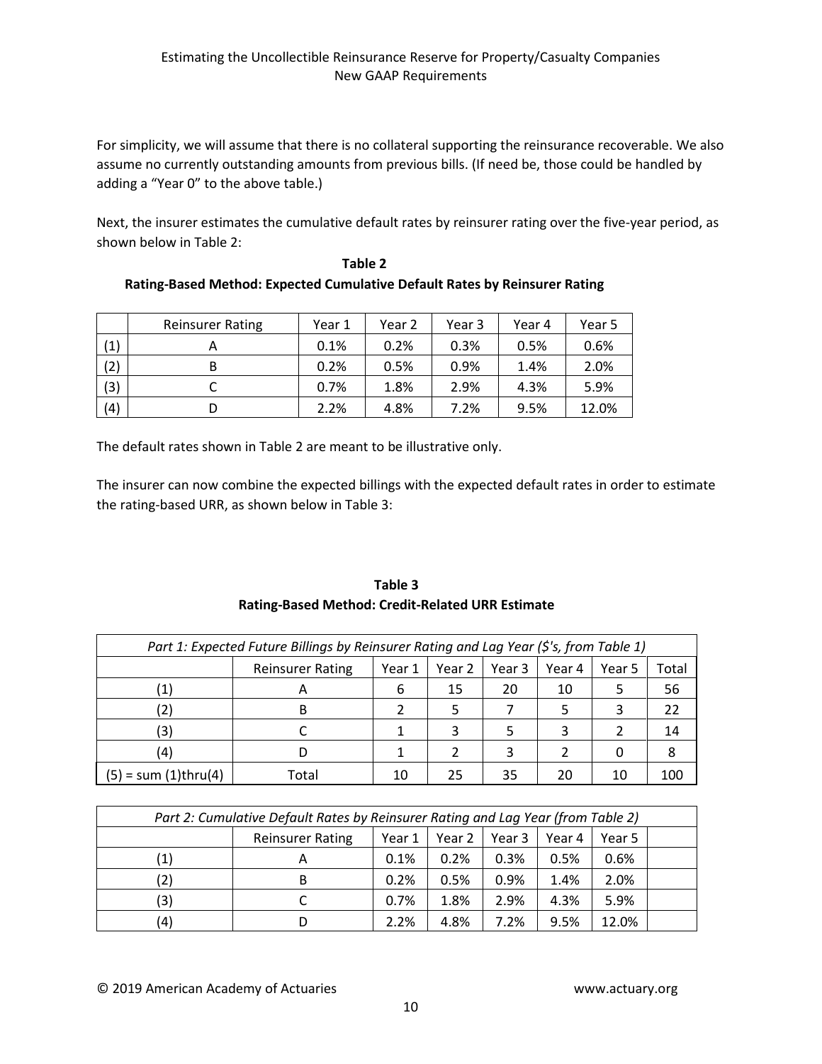For simplicity, we will assume that there is no collateral supporting the reinsurance recoverable. We also assume no currently outstanding amounts from previous bills. (If need be, those could be handled by adding a "Year 0" to the above table.)

Next, the insurer estimates the cumulative default rates by reinsurer rating over the five-year period, as shown below in Table 2:

**Table 2**
**Rating-Based Method: Expected Cumulative Default Rates by Reinsurer Rating**

| | Reinsurer Rating | Year 1 | Year 2 | Year 3 | Year 4 | Year 5 |
|---|---|---|---|---|---|---|
| (1) | A | 0.1% | 0.2% | 0.3% | 0.5% | 0.6% |
| (2) | B | 0.2% | 0.5% | 0.9% | 1.4% | 2.0% |
| (3) | C | 0.7% | 1.8% | 2.9% | 4.3% | 5.9% |
| (4) | D | 2.2% | 4.8% | 7.2% | 9.5% | 12.0% |

The default rates shown in Table 2 are meant to be illustrative only.

The insurer can now combine the expected billings with the expected default rates in order to estimate the rating-based URR, as shown below in Table 3:

**Table 3**
**Rating-Based Method: Credit-Related URR Estimate**

| *Part 1: Expected Future Billings by Reinsurer Rating and Lag Year ($'s, from Table 1)* | | | | | | | |
|---|---|---|---|---|---|---|---|
| | Reinsurer Rating | Year 1 | Year 2 | Year 3 | Year 4 | Year 5 | Total |
| (1) | A | 6 | 15 | 20 | 10 | 5 | 56 |
| (2) | B | 2 | 5 | 7 | 5 | 3 | 22 |
| (3) | C | 1 | 3 | 5 | 3 | 2 | 14 |
| (4) | D | 1 | 2 | 3 | 2 | 0 | 8 |
| (5) = sum (1)thru(4) | Total | 10 | 25 | 35 | 20 | 10 | 100 |

| *Part 2: Cumulative Default Rates by Reinsurer Rating and Lag Year (from Table 2)* | | | | | | | |
|---|---|---|---|---|---|---|---|
| | Reinsurer Rating | Year 1 | Year 2 | Year 3 | Year 4 | Year 5 | |
| (1) | A | 0.1% | 0.2% | 0.3% | 0.5% | 0.6% | |
| (2) | B | 0.2% | 0.5% | 0.9% | 1.4% | 2.0% | |
| (3) | C | 0.7% | 1.8% | 2.9% | 4.3% | 5.9% | |
| (4) | D | 2.2% | 4.8% | 7.2% | 9.5% | 12.0% | |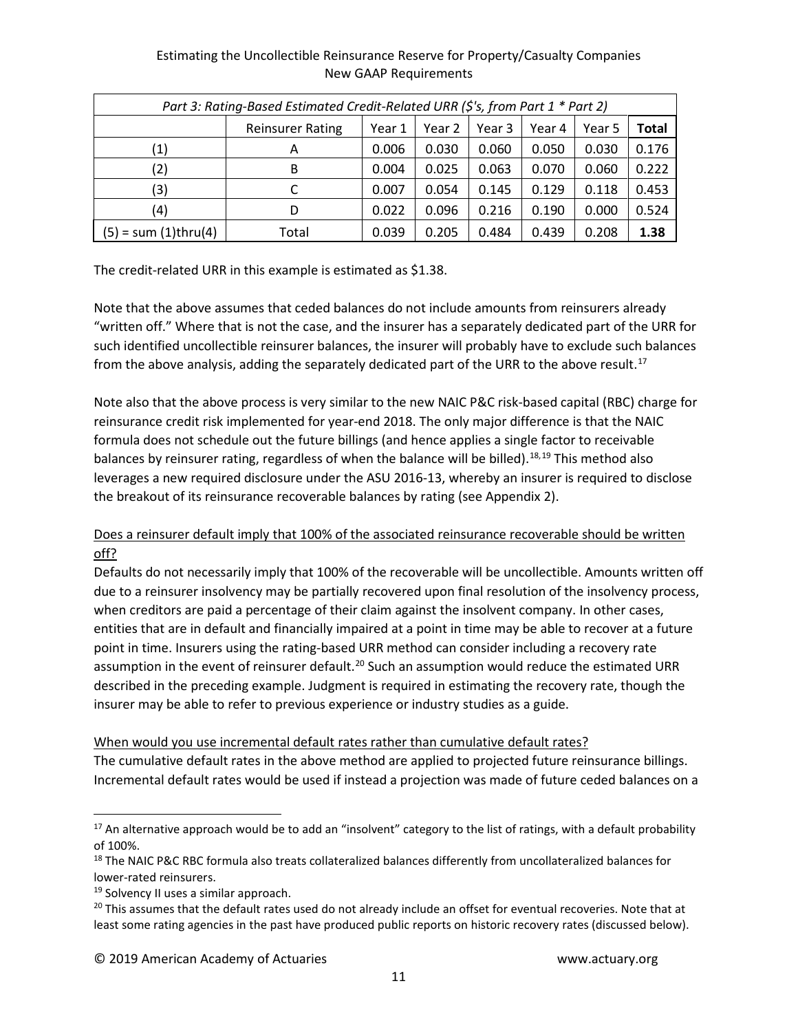| *Part 3: Rating-Based Estimated Credit-Related URR ($'s, from Part 1 * Part 2)* | | | | | | | |
|---|---|---|---|---|---|---|---|
| | Reinsurer Rating | Year 1 | Year 2 | Year 3 | Year 4 | Year 5 | **Total** |
| (1) | A | 0.006 | 0.030 | 0.060 | 0.050 | 0.030 | 0.176 |
| (2) | B | 0.004 | 0.025 | 0.063 | 0.070 | 0.060 | 0.222 |
| (3) | C | 0.007 | 0.054 | 0.145 | 0.129 | 0.118 | 0.453 |
| (4) | D | 0.022 | 0.096 | 0.216 | 0.190 | 0.000 | 0.524 |
| (5) = sum (1)thru(4) | Total | 0.039 | 0.205 | 0.484 | 0.439 | 0.208 | **1.38** |

The credit-related URR in this example is estimated as $1.38.

Note that the above assumes that ceded balances do not include amounts from reinsurers already "written off." Where that is not the case, and the insurer has a separately dedicated part of the URR for such identified uncollectible reinsurer balances, the insurer will probably have to exclude such balances from the above analysis, adding the separately dedicated part of the URR to the above result.[17]

Note also that the above process is very similar to the new NAIC P&C risk-based capital (RBC) charge for reinsurance credit risk implemented for year-end 2018. The only major difference is that the NAIC formula does not schedule out the future billings (and hence applies a single factor to receivable balances by reinsurer rating, regardless of when the balance will be billed).[18,19] This method also leverages a new required disclosure under the ASU 2016-13, whereby an insurer is required to disclose the breakout of its reinsurance recoverable balances by rating (see Appendix 2).

Does a reinsurer default imply that 100% of the associated reinsurance recoverable should be written off?

Defaults do not necessarily imply that 100% of the recoverable will be uncollectible. Amounts written off due to a reinsurer insolvency may be partially recovered upon final resolution of the insolvency process, when creditors are paid a percentage of their claim against the insolvent company. In other cases, entities that are in default and financially impaired at a point in time may be able to recover at a future point in time. Insurers using the rating-based URR method can consider including a recovery rate assumption in the event of reinsurer default.[20] Such an assumption would reduce the estimated URR described in the preceding example. Judgment is required in estimating the recovery rate, though the insurer may be able to refer to previous experience or industry studies as a guide.

When would you use incremental default rates rather than cumulative default rates?

The cumulative default rates in the above method are applied to projected future reinsurance billings. Incremental default rates would be used if instead a projection was made of future ceded balances on a

---

[17] An alternative approach would be to add an "insolvent" category to the list of ratings, with a default probability of 100%.

[18] The NAIC P&C RBC formula also treats collateralized balances differently from uncollateralized balances for lower-rated reinsurers.

[19] Solvency II uses a similar approach.

[20] This assumes that the default rates used do not already include an offset for eventual recoveries. Note that at least some rating agencies in the past have produced public reports on historic recovery rates (discussed below).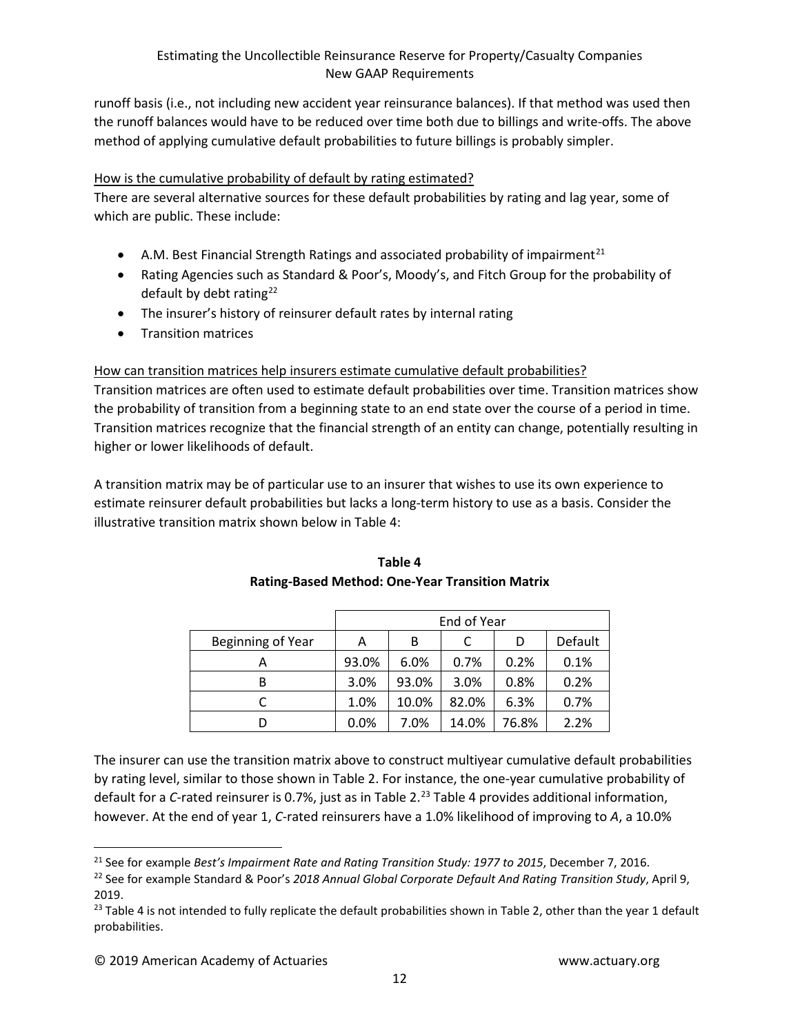runoff basis (i.e., not including new accident year reinsurance balances). If that method was used then the runoff balances would have to be reduced over time both due to billings and write-offs. The above method of applying cumulative default probabilities to future billings is probably simpler.

How is the cumulative probability of default by rating estimated?

There are several alternative sources for these default probabilities by rating and lag year, some of which are public. These include:

- A.M. Best Financial Strength Ratings and associated probability of impairment[21]
- Rating Agencies such as Standard & Poor's, Moody's, and Fitch Group for the probability of default by debt rating[22]
- The insurer's history of reinsurer default rates by internal rating
- Transition matrices

How can transition matrices help insurers estimate cumulative default probabilities?

Transition matrices are often used to estimate default probabilities over time. Transition matrices show the probability of transition from a beginning state to an end state over the course of a period in time. Transition matrices recognize that the financial strength of an entity can change, potentially resulting in higher or lower likelihoods of default.

A transition matrix may be of particular use to an insurer that wishes to use its own experience to estimate reinsurer default probabilities but lacks a long-term history to use as a basis. Consider the illustrative transition matrix shown below in Table 4:

**Table 4**
**Rating-Based Method: One-Year Transition Matrix**

| | End of Year | | | | |
|---|---|---|---|---|---|
| Beginning of Year | A | B | C | D | Default |
| A | 93.0% | 6.0% | 0.7% | 0.2% | 0.1% |
| B | 3.0% | 93.0% | 3.0% | 0.8% | 0.2% |
| C | 1.0% | 10.0% | 82.0% | 6.3% | 0.7% |
| D | 0.0% | 7.0% | 14.0% | 76.8% | 2.2% |

The insurer can use the transition matrix above to construct multiyear cumulative default probabilities by rating level, similar to those shown in Table 2. For instance, the one-year cumulative probability of default for a *C*-rated reinsurer is 0.7%, just as in Table 2.[23] Table 4 provides additional information, however. At the end of year 1, *C*-rated reinsurers have a 1.0% likelihood of improving to *A*, a 10.0%

[21] See for example *Best's Impairment Rate and Rating Transition Study: 1977 to 2015*, December 7, 2016.

[22] See for example Standard & Poor's *2018 Annual Global Corporate Default And Rating Transition Study*, April 9, 2019.

[23] Table 4 is not intended to fully replicate the default probabilities shown in Table 2, other than the year 1 default probabilities.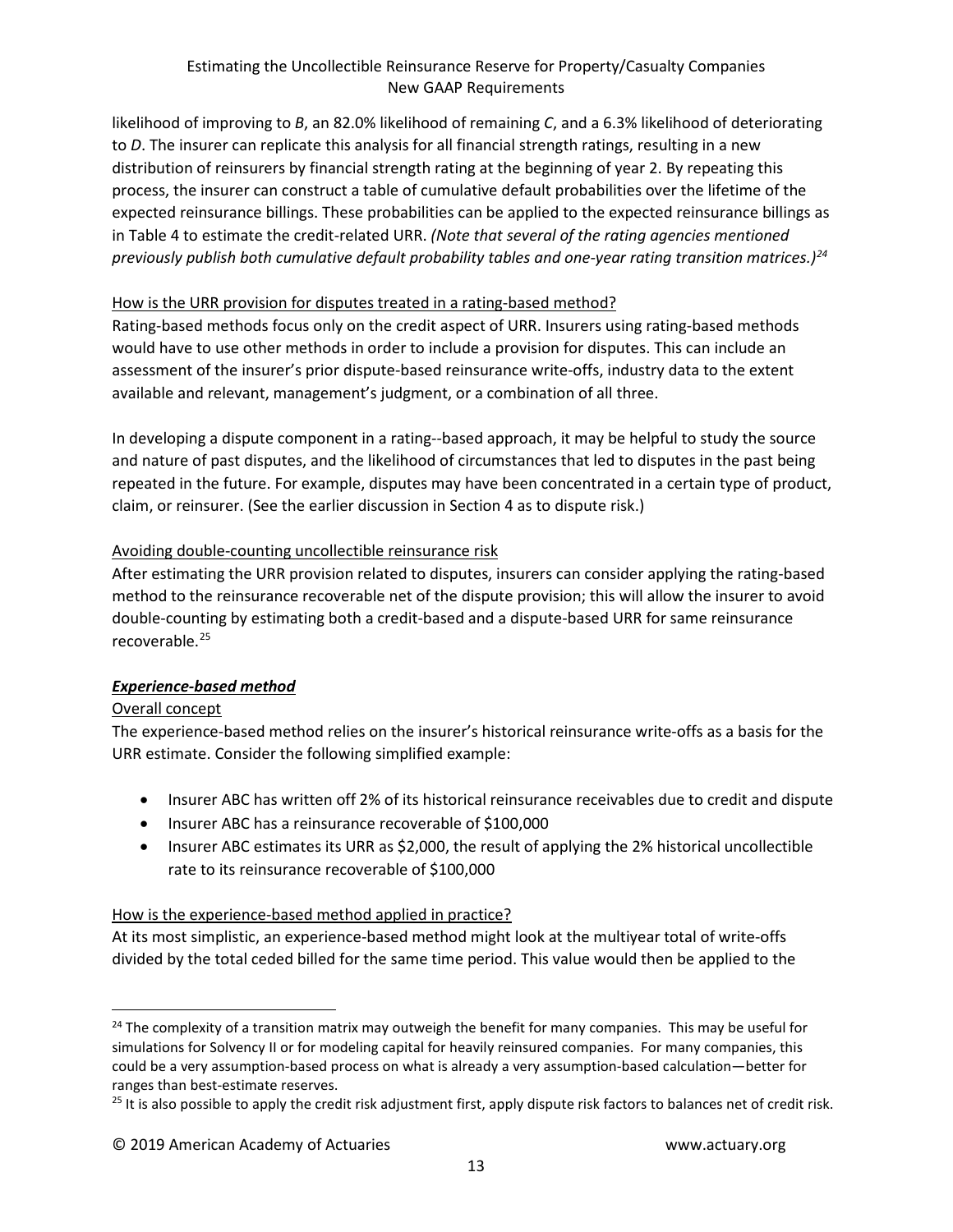likelihood of improving to *B*, an 82.0% likelihood of remaining *C*, and a 6.3% likelihood of deteriorating to *D*. The insurer can replicate this analysis for all financial strength ratings, resulting in a new distribution of reinsurers by financial strength rating at the beginning of year 2. By repeating this process, the insurer can construct a table of cumulative default probabilities over the lifetime of the expected reinsurance billings. These probabilities can be applied to the expected reinsurance billings as in Table 4 to estimate the credit-related URR. *(Note that several of the rating agencies mentioned previously publish both cumulative default probability tables and one-year rating transition matrices.)*[24]

<u>How is the URR provision for disputes treated in a rating-based method?</u>

Rating-based methods focus only on the credit aspect of URR. Insurers using rating-based methods would have to use other methods in order to include a provision for disputes. This can include an assessment of the insurer's prior dispute-based reinsurance write-offs, industry data to the extent available and relevant, management's judgment, or a combination of all three.

In developing a dispute component in a rating--based approach, it may be helpful to study the source and nature of past disputes, and the likelihood of circumstances that led to disputes in the past being repeated in the future. For example, disputes may have been concentrated in a certain type of product, claim, or reinsurer. (See the earlier discussion in Section 4 as to dispute risk.)

<u>Avoiding double-counting uncollectible reinsurance risk</u>

After estimating the URR provision related to disputes, insurers can consider applying the rating-based method to the reinsurance recoverable net of the dispute provision; this will allow the insurer to avoid double-counting by estimating both a credit-based and a dispute-based URR for same reinsurance recoverable.[25]

***<u>Experience-based method</u>***

<u>Overall concept</u>

The experience-based method relies on the insurer's historical reinsurance write-offs as a basis for the URR estimate. Consider the following simplified example:

- Insurer ABC has written off 2% of its historical reinsurance receivables due to credit and dispute
- Insurer ABC has a reinsurance recoverable of $100,000
- Insurer ABC estimates its URR as $2,000, the result of applying the 2% historical uncollectible rate to its reinsurance recoverable of $100,000

<u>How is the experience-based method applied in practice?</u>

At its most simplistic, an experience-based method might look at the multiyear total of write-offs divided by the total ceded billed for the same time period. This value would then be applied to the

---

[24] The complexity of a transition matrix may outweigh the benefit for many companies. This may be useful for simulations for Solvency II or for modeling capital for heavily reinsured companies. For many companies, this could be a very assumption-based process on what is already a very assumption-based calculation—better for ranges than best-estimate reserves.

[25] It is also possible to apply the credit risk adjustment first, apply dispute risk factors to balances net of credit risk.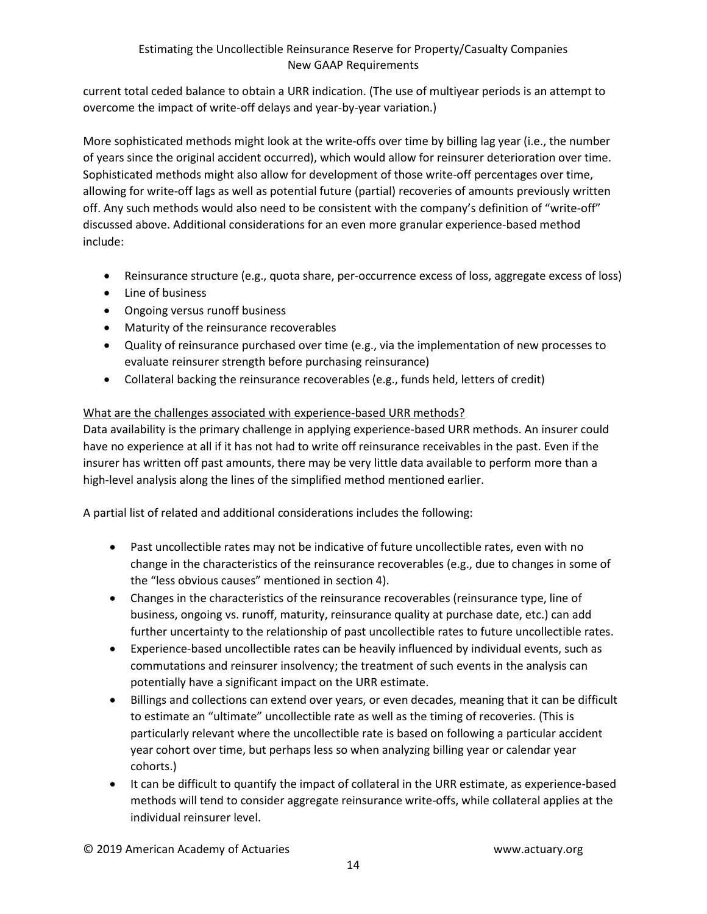current total ceded balance to obtain a URR indication. (The use of multiyear periods is an attempt to overcome the impact of write-off delays and year-by-year variation.)

More sophisticated methods might look at the write-offs over time by billing lag year (i.e., the number of years since the original accident occurred), which would allow for reinsurer deterioration over time. Sophisticated methods might also allow for development of those write-off percentages over time, allowing for write-off lags as well as potential future (partial) recoveries of amounts previously written off. Any such methods would also need to be consistent with the company's definition of "write-off" discussed above. Additional considerations for an even more granular experience-based method include:

- Reinsurance structure (e.g., quota share, per-occurrence excess of loss, aggregate excess of loss)
- Line of business
- Ongoing versus runoff business
- Maturity of the reinsurance recoverables
- Quality of reinsurance purchased over time (e.g., via the implementation of new processes to evaluate reinsurer strength before purchasing reinsurance)
- Collateral backing the reinsurance recoverables (e.g., funds held, letters of credit)

<u>What are the challenges associated with experience-based URR methods?</u>

Data availability is the primary challenge in applying experience-based URR methods. An insurer could have no experience at all if it has not had to write off reinsurance receivables in the past. Even if the insurer has written off past amounts, there may be very little data available to perform more than a high-level analysis along the lines of the simplified method mentioned earlier.

A partial list of related and additional considerations includes the following:

- Past uncollectible rates may not be indicative of future uncollectible rates, even with no change in the characteristics of the reinsurance recoverables (e.g., due to changes in some of the "less obvious causes" mentioned in section 4).
- Changes in the characteristics of the reinsurance recoverables (reinsurance type, line of business, ongoing vs. runoff, maturity, reinsurance quality at purchase date, etc.) can add further uncertainty to the relationship of past uncollectible rates to future uncollectible rates.
- Experience-based uncollectible rates can be heavily influenced by individual events, such as commutations and reinsurer insolvency; the treatment of such events in the analysis can potentially have a significant impact on the URR estimate.
- Billings and collections can extend over years, or even decades, meaning that it can be difficult to estimate an "ultimate" uncollectible rate as well as the timing of recoveries. (This is particularly relevant where the uncollectible rate is based on following a particular accident year cohort over time, but perhaps less so when analyzing billing year or calendar year cohorts.)
- It can be difficult to quantify the impact of collateral in the URR estimate, as experience-based methods will tend to consider aggregate reinsurance write-offs, while collateral applies at the individual reinsurer level.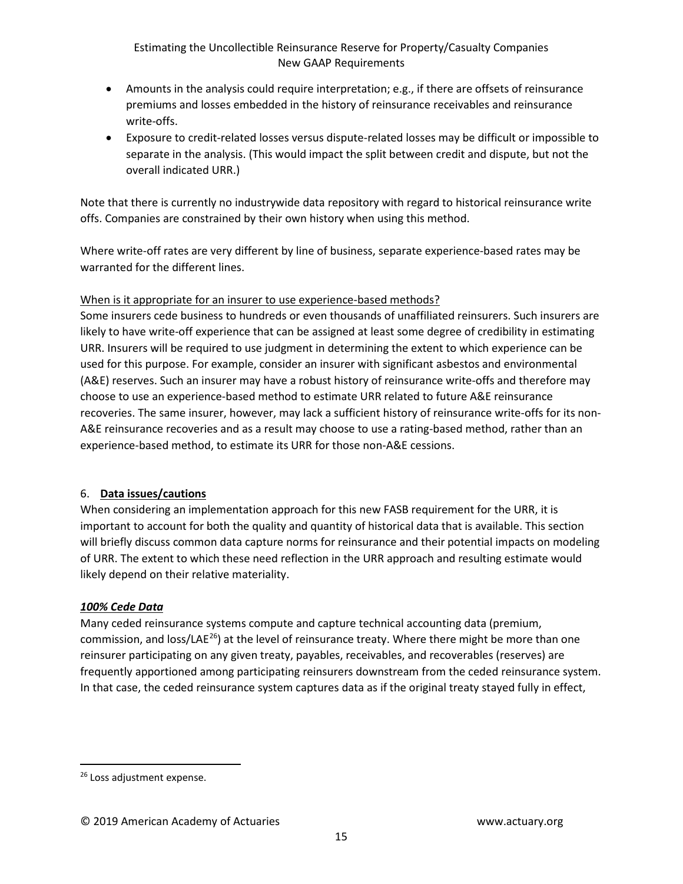- Amounts in the analysis could require interpretation; e.g., if there are offsets of reinsurance premiums and losses embedded in the history of reinsurance receivables and reinsurance write-offs.
- Exposure to credit-related losses versus dispute-related losses may be difficult or impossible to separate in the analysis. (This would impact the split between credit and dispute, but not the overall indicated URR.)

Note that there is currently no industrywide data repository with regard to historical reinsurance write offs. Companies are constrained by their own history when using this method.

Where write-off rates are very different by line of business, separate experience-based rates may be warranted for the different lines.

When is it appropriate for an insurer to use experience-based methods?

Some insurers cede business to hundreds or even thousands of unaffiliated reinsurers. Such insurers are likely to have write-off experience that can be assigned at least some degree of credibility in estimating URR. Insurers will be required to use judgment in determining the extent to which experience can be used for this purpose. For example, consider an insurer with significant asbestos and environmental (A&E) reserves. Such an insurer may have a robust history of reinsurance write-offs and therefore may choose to use an experience-based method to estimate URR related to future A&E reinsurance recoveries. The same insurer, however, may lack a sufficient history of reinsurance write-offs for its non-A&E reinsurance recoveries and as a result may choose to use a rating-based method, rather than an experience-based method, to estimate its URR for those non-A&E cessions.

## 6. **Data issues/cautions**

When considering an implementation approach for this new FASB requirement for the URR, it is important to account for both the quality and quantity of historical data that is available. This section will briefly discuss common data capture norms for reinsurance and their potential impacts on modeling of URR. The extent to which these need reflection in the URR approach and resulting estimate would likely depend on their relative materiality.

### ***100% Cede Data***

Many ceded reinsurance systems compute and capture technical accounting data (premium, commission, and loss/LAE[26]) at the level of reinsurance treaty. Where there might be more than one reinsurer participating on any given treaty, payables, receivables, and recoverables (reserves) are frequently apportioned among participating reinsurers downstream from the ceded reinsurance system. In that case, the ceded reinsurance system captures data as if the original treaty stayed fully in effect,

---

[26] Loss adjustment expense.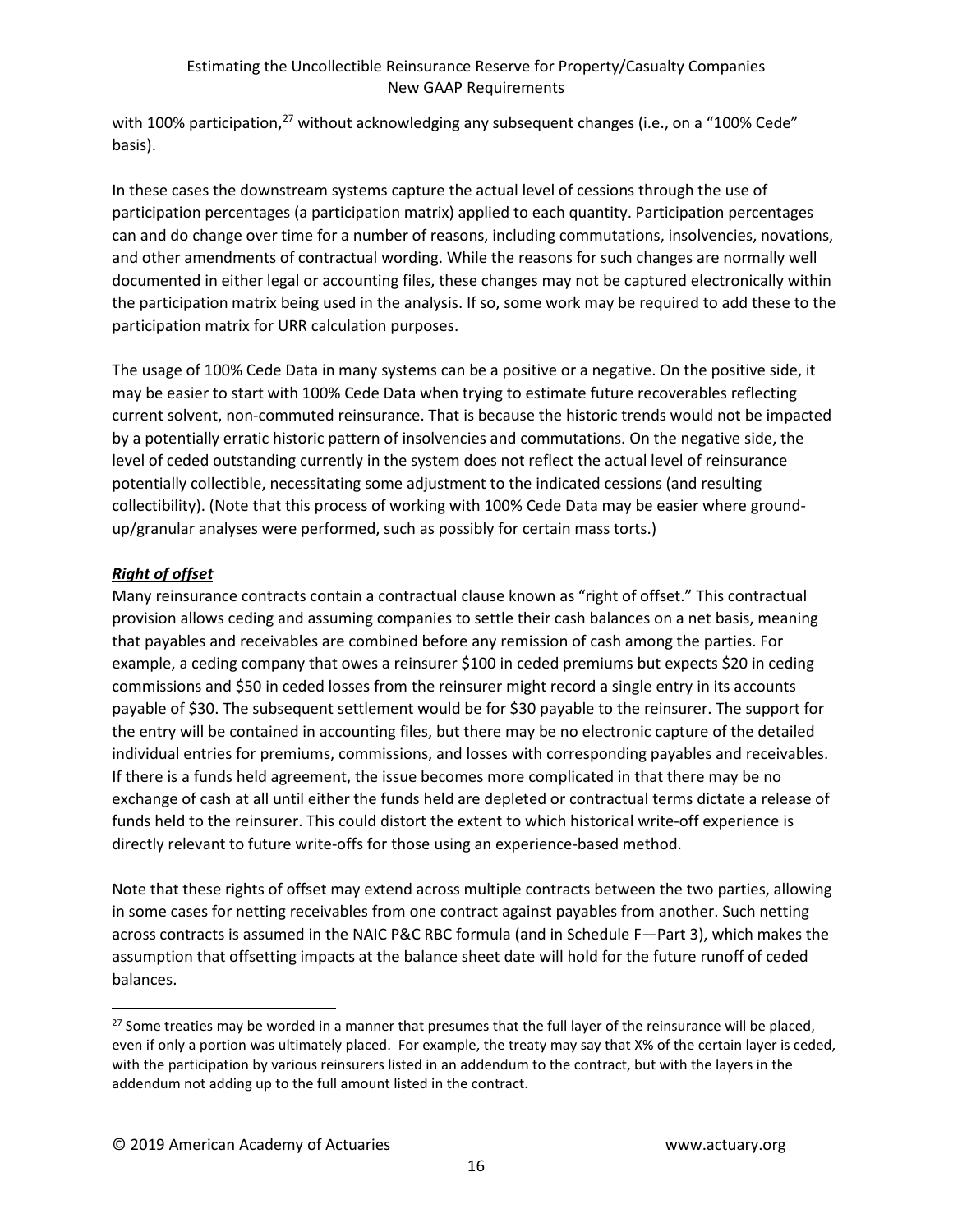with 100% participation,[27] without acknowledging any subsequent changes (i.e., on a "100% Cede" basis).

In these cases the downstream systems capture the actual level of cessions through the use of participation percentages (a participation matrix) applied to each quantity. Participation percentages can and do change over time for a number of reasons, including commutations, insolvencies, novations, and other amendments of contractual wording. While the reasons for such changes are normally well documented in either legal or accounting files, these changes may not be captured electronically within the participation matrix being used in the analysis. If so, some work may be required to add these to the participation matrix for URR calculation purposes.

The usage of 100% Cede Data in many systems can be a positive or a negative. On the positive side, it may be easier to start with 100% Cede Data when trying to estimate future recoverables reflecting current solvent, non-commuted reinsurance. That is because the historic trends would not be impacted by a potentially erratic historic pattern of insolvencies and commutations. On the negative side, the level of ceded outstanding currently in the system does not reflect the actual level of reinsurance potentially collectible, necessitating some adjustment to the indicated cessions (and resulting collectibility). (Note that this process of working with 100% Cede Data may be easier where ground-up/granular analyses were performed, such as possibly for certain mass torts.)

***Right of offset***

Many reinsurance contracts contain a contractual clause known as "right of offset." This contractual provision allows ceding and assuming companies to settle their cash balances on a net basis, meaning that payables and receivables are combined before any remission of cash among the parties. For example, a ceding company that owes a reinsurer $100 in ceded premiums but expects $20 in ceding commissions and $50 in ceded losses from the reinsurer might record a single entry in its accounts payable of $30. The subsequent settlement would be for $30 payable to the reinsurer. The support for the entry will be contained in accounting files, but there may be no electronic capture of the detailed individual entries for premiums, commissions, and losses with corresponding payables and receivables. If there is a funds held agreement, the issue becomes more complicated in that there may be no exchange of cash at all until either the funds held are depleted or contractual terms dictate a release of funds held to the reinsurer. This could distort the extent to which historical write-off experience is directly relevant to future write-offs for those using an experience-based method.

Note that these rights of offset may extend across multiple contracts between the two parties, allowing in some cases for netting receivables from one contract against payables from another. Such netting across contracts is assumed in the NAIC P&C RBC formula (and in Schedule F—Part 3), which makes the assumption that offsetting impacts at the balance sheet date will hold for the future runoff of ceded balances.

---

[27] Some treaties may be worded in a manner that presumes that the full layer of the reinsurance will be placed, even if only a portion was ultimately placed. For example, the treaty may say that X% of the certain layer is ceded, with the participation by various reinsurers listed in an addendum to the contract, but with the layers in the addendum not adding up to the full amount listed in the contract.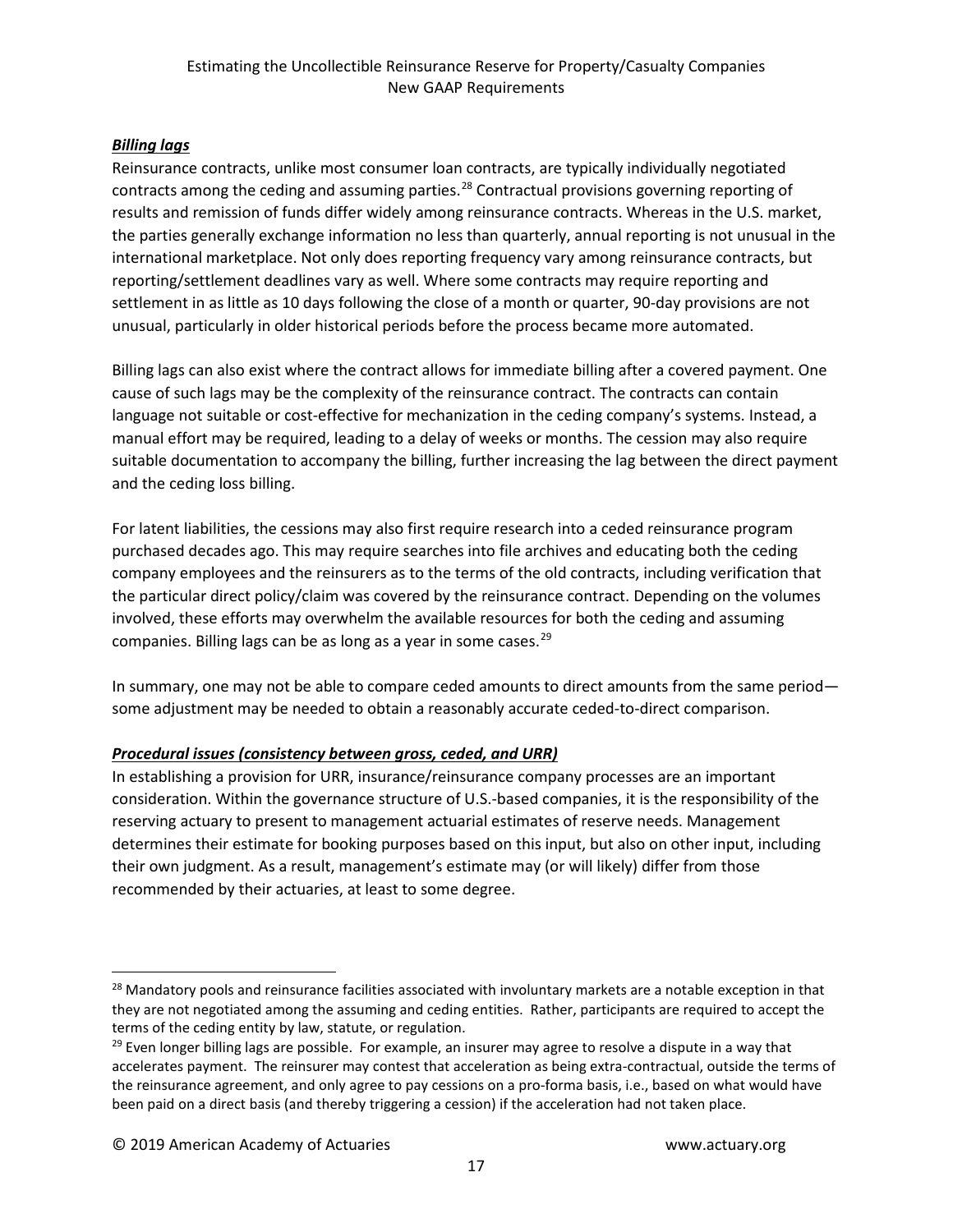***Billing lags***

Reinsurance contracts, unlike most consumer loan contracts, are typically individually negotiated contracts among the ceding and assuming parties.[28] Contractual provisions governing reporting of results and remission of funds differ widely among reinsurance contracts. Whereas in the U.S. market, the parties generally exchange information no less than quarterly, annual reporting is not unusual in the international marketplace. Not only does reporting frequency vary among reinsurance contracts, but reporting/settlement deadlines vary as well. Where some contracts may require reporting and settlement in as little as 10 days following the close of a month or quarter, 90-day provisions are not unusual, particularly in older historical periods before the process became more automated.

Billing lags can also exist where the contract allows for immediate billing after a covered payment. One cause of such lags may be the complexity of the reinsurance contract. The contracts can contain language not suitable or cost-effective for mechanization in the ceding company's systems. Instead, a manual effort may be required, leading to a delay of weeks or months. The cession may also require suitable documentation to accompany the billing, further increasing the lag between the direct payment and the ceding loss billing.

For latent liabilities, the cessions may also first require research into a ceded reinsurance program purchased decades ago. This may require searches into file archives and educating both the ceding company employees and the reinsurers as to the terms of the old contracts, including verification that the particular direct policy/claim was covered by the reinsurance contract. Depending on the volumes involved, these efforts may overwhelm the available resources for both the ceding and assuming companies. Billing lags can be as long as a year in some cases.[29]

In summary, one may not be able to compare ceded amounts to direct amounts from the same period—some adjustment may be needed to obtain a reasonably accurate ceded-to-direct comparison.

***Procedural issues (consistency between gross, ceded, and URR)***

In establishing a provision for URR, insurance/reinsurance company processes are an important consideration. Within the governance structure of U.S.-based companies, it is the responsibility of the reserving actuary to present to management actuarial estimates of reserve needs. Management determines their estimate for booking purposes based on this input, but also on other input, including their own judgment. As a result, management's estimate may (or will likely) differ from those recommended by their actuaries, at least to some degree.

---

[28] Mandatory pools and reinsurance facilities associated with involuntary markets are a notable exception in that they are not negotiated among the assuming and ceding entities. Rather, participants are required to accept the terms of the ceding entity by law, statute, or regulation.

[29] Even longer billing lags are possible. For example, an insurer may agree to resolve a dispute in a way that accelerates payment. The reinsurer may contest that acceleration as being extra-contractual, outside the terms of the reinsurance agreement, and only agree to pay cessions on a pro-forma basis, i.e., based on what would have been paid on a direct basis (and thereby triggering a cession) if the acceleration had not taken place.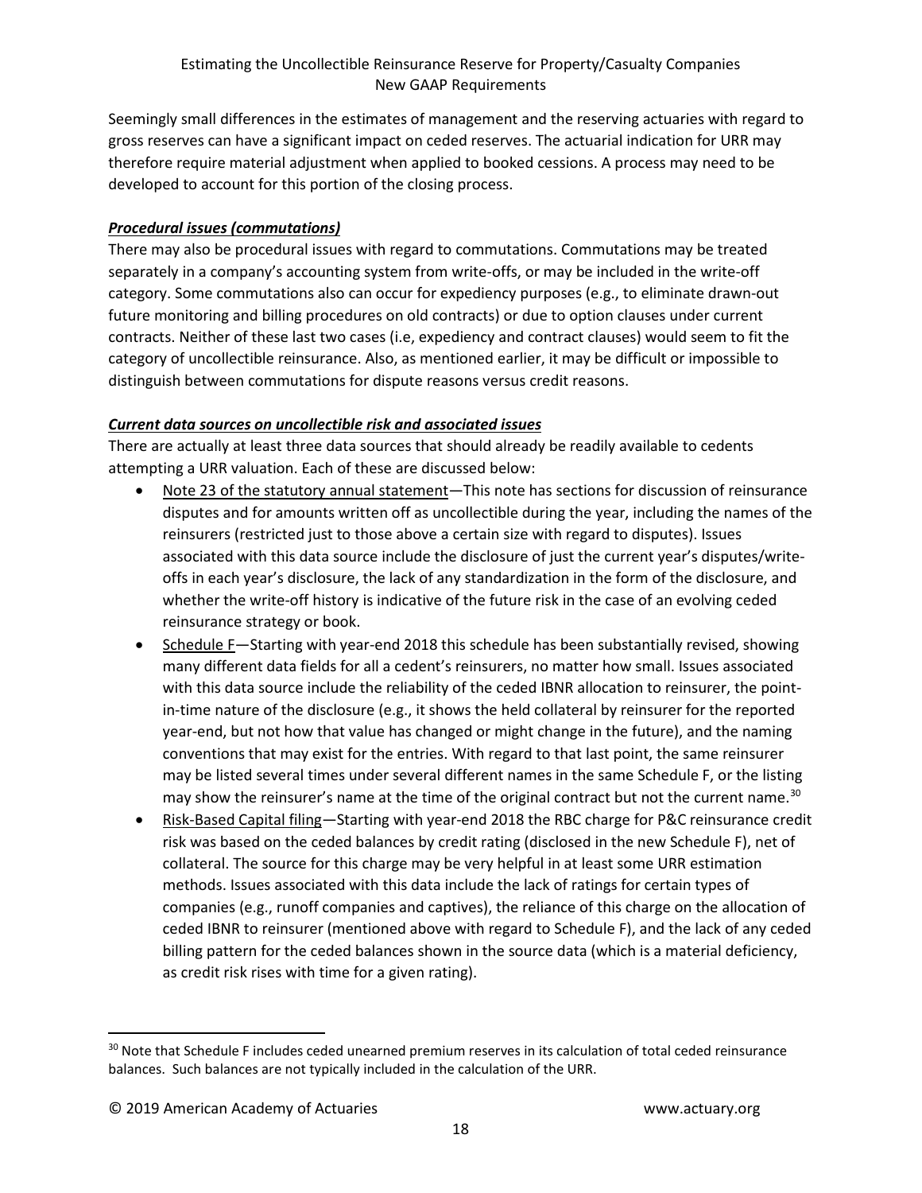Seemingly small differences in the estimates of management and the reserving actuaries with regard to gross reserves can have a significant impact on ceded reserves. The actuarial indication for URR may therefore require material adjustment when applied to booked cessions. A process may need to be developed to account for this portion of the closing process.

***Procedural issues (commutations)***

There may also be procedural issues with regard to commutations. Commutations may be treated separately in a company's accounting system from write-offs, or may be included in the write-off category. Some commutations also can occur for expediency purposes (e.g., to eliminate drawn-out future monitoring and billing procedures on old contracts) or due to option clauses under current contracts. Neither of these last two cases (i.e, expediency and contract clauses) would seem to fit the category of uncollectible reinsurance. Also, as mentioned earlier, it may be difficult or impossible to distinguish between commutations for dispute reasons versus credit reasons.

***Current data sources on uncollectible risk and associated issues***

There are actually at least three data sources that should already be readily available to cedents attempting a URR valuation. Each of these are discussed below:

- Note 23 of the statutory annual statement—This note has sections for discussion of reinsurance disputes and for amounts written off as uncollectible during the year, including the names of the reinsurers (restricted just to those above a certain size with regard to disputes). Issues associated with this data source include the disclosure of just the current year's disputes/write-offs in each year's disclosure, the lack of any standardization in the form of the disclosure, and whether the write-off history is indicative of the future risk in the case of an evolving ceded reinsurance strategy or book.
- Schedule F—Starting with year-end 2018 this schedule has been substantially revised, showing many different data fields for all a cedent's reinsurers, no matter how small. Issues associated with this data source include the reliability of the ceded IBNR allocation to reinsurer, the point-in-time nature of the disclosure (e.g., it shows the held collateral by reinsurer for the reported year-end, but not how that value has changed or might change in the future), and the naming conventions that may exist for the entries. With regard to that last point, the same reinsurer may be listed several times under several different names in the same Schedule F, or the listing may show the reinsurer's name at the time of the original contract but not the current name.[30]
- Risk-Based Capital filing—Starting with year-end 2018 the RBC charge for P&C reinsurance credit risk was based on the ceded balances by credit rating (disclosed in the new Schedule F), net of collateral. The source for this charge may be very helpful in at least some URR estimation methods. Issues associated with this data include the lack of ratings for certain types of companies (e.g., runoff companies and captives), the reliance of this charge on the allocation of ceded IBNR to reinsurer (mentioned above with regard to Schedule F), and the lack of any ceded billing pattern for the ceded balances shown in the source data (which is a material deficiency, as credit risk rises with time for a given rating).

[30] Note that Schedule F includes ceded unearned premium reserves in its calculation of total ceded reinsurance balances. Such balances are not typically included in the calculation of the URR.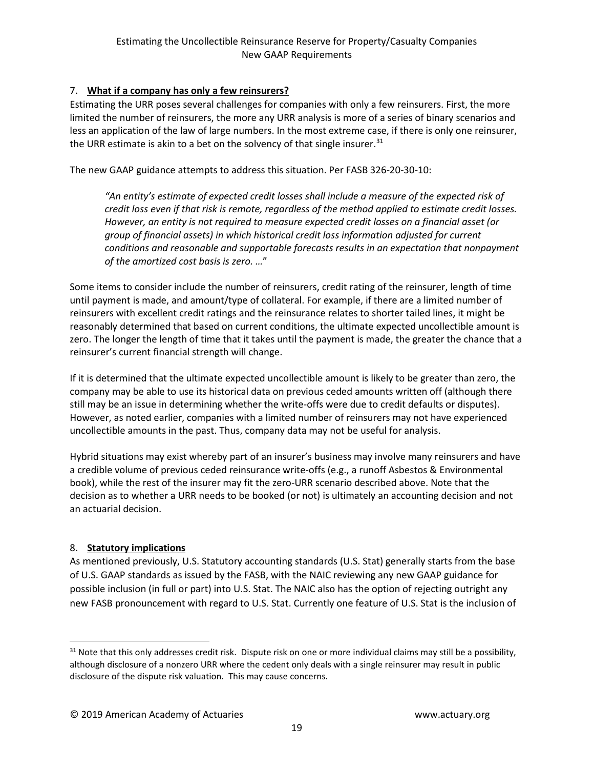7. **What if a company has only a few reinsurers?**

Estimating the URR poses several challenges for companies with only a few reinsurers. First, the more limited the number of reinsurers, the more any URR analysis is more of a series of binary scenarios and less an application of the law of large numbers. In the most extreme case, if there is only one reinsurer, the URR estimate is akin to a bet on the solvency of that single insurer.[31]

The new GAAP guidance attempts to address this situation. Per FASB 326-20-30-10:

> *"An entity's estimate of expected credit losses shall include a measure of the expected risk of credit loss even if that risk is remote, regardless of the method applied to estimate credit losses. However, an entity is not required to measure expected credit losses on a financial asset (or group of financial assets) in which historical credit loss information adjusted for current conditions and reasonable and supportable forecasts results in an expectation that nonpayment of the amortized cost basis is zero. …"*

Some items to consider include the number of reinsurers, credit rating of the reinsurer, length of time until payment is made, and amount/type of collateral. For example, if there are a limited number of reinsurers with excellent credit ratings and the reinsurance relates to shorter tailed lines, it might be reasonably determined that based on current conditions, the ultimate expected uncollectible amount is zero. The longer the length of time that it takes until the payment is made, the greater the chance that a reinsurer's current financial strength will change.

If it is determined that the ultimate expected uncollectible amount is likely to be greater than zero, the company may be able to use its historical data on previous ceded amounts written off (although there still may be an issue in determining whether the write-offs were due to credit defaults or disputes). However, as noted earlier, companies with a limited number of reinsurers may not have experienced uncollectible amounts in the past. Thus, company data may not be useful for analysis.

Hybrid situations may exist whereby part of an insurer's business may involve many reinsurers and have a credible volume of previous ceded reinsurance write-offs (e.g., a runoff Asbestos & Environmental book), while the rest of the insurer may fit the zero-URR scenario described above. Note that the decision as to whether a URR needs to be booked (or not) is ultimately an accounting decision and not an actuarial decision.

8. **Statutory implications**

As mentioned previously, U.S. Statutory accounting standards (U.S. Stat) generally starts from the base of U.S. GAAP standards as issued by the FASB, with the NAIC reviewing any new GAAP guidance for possible inclusion (in full or part) into U.S. Stat. The NAIC also has the option of rejecting outright any new FASB pronouncement with regard to U.S. Stat. Currently one feature of U.S. Stat is the inclusion of

---

[31] Note that this only addresses credit risk. Dispute risk on one or more individual claims may still be a possibility, although disclosure of a nonzero URR where the cedent only deals with a single reinsurer may result in public disclosure of the dispute risk valuation. This may cause concerns.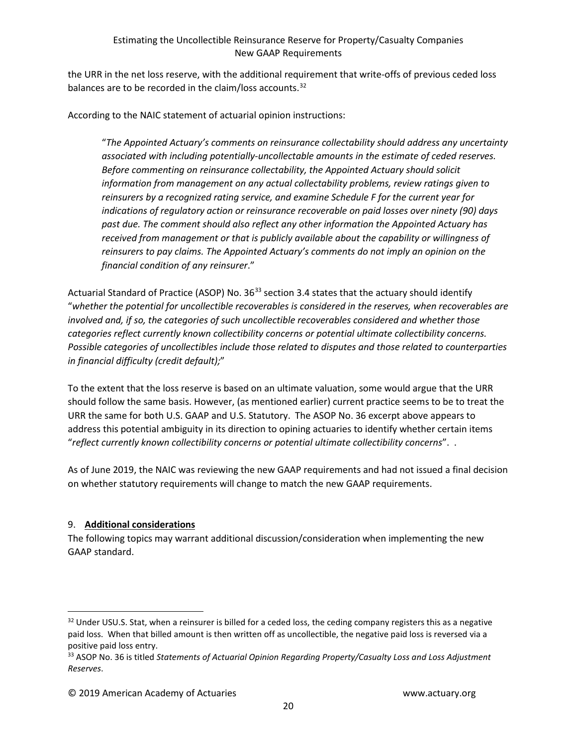the URR in the net loss reserve, with the additional requirement that write-offs of previous ceded loss balances are to be recorded in the claim/loss accounts.[32]

According to the NAIC statement of actuarial opinion instructions:

> "*The Appointed Actuary's comments on reinsurance collectability should address any uncertainty associated with including potentially-uncollectable amounts in the estimate of ceded reserves. Before commenting on reinsurance collectability, the Appointed Actuary should solicit information from management on any actual collectability problems, review ratings given to reinsurers by a recognized rating service, and examine Schedule F for the current year for indications of regulatory action or reinsurance recoverable on paid losses over ninety (90) days past due. The comment should also reflect any other information the Appointed Actuary has received from management or that is publicly available about the capability or willingness of reinsurers to pay claims. The Appointed Actuary's comments do not imply an opinion on the financial condition of any reinsurer*."

Actuarial Standard of Practice (ASOP) No. 36[33] section 3.4 states that the actuary should identify "*whether the potential for uncollectible recoverables is considered in the reserves, when recoverables are involved and, if so, the categories of such uncollectible recoverables considered and whether those categories reflect currently known collectibility concerns or potential ultimate collectibility concerns. Possible categories of uncollectibles include those related to disputes and those related to counterparties in financial difficulty (credit default);*"

To the extent that the loss reserve is based on an ultimate valuation, some would argue that the URR should follow the same basis. However, (as mentioned earlier) current practice seems to be to treat the URR the same for both U.S. GAAP and U.S. Statutory. The ASOP No. 36 excerpt above appears to address this potential ambiguity in its direction to opining actuaries to identify whether certain items "*reflect currently known collectibility concerns or potential ultimate collectibility concerns*". .

As of June 2019, the NAIC was reviewing the new GAAP requirements and had not issued a final decision on whether statutory requirements will change to match the new GAAP requirements.

## 9. **Additional considerations**

The following topics may warrant additional discussion/consideration when implementing the new GAAP standard.

---

[32] Under USU.S. Stat, when a reinsurer is billed for a ceded loss, the ceding company registers this as a negative paid loss. When that billed amount is then written off as uncollectible, the negative paid loss is reversed via a positive paid loss entry.

[33] ASOP No. 36 is titled *Statements of Actuarial Opinion Regarding Property/Casualty Loss and Loss Adjustment Reserves*.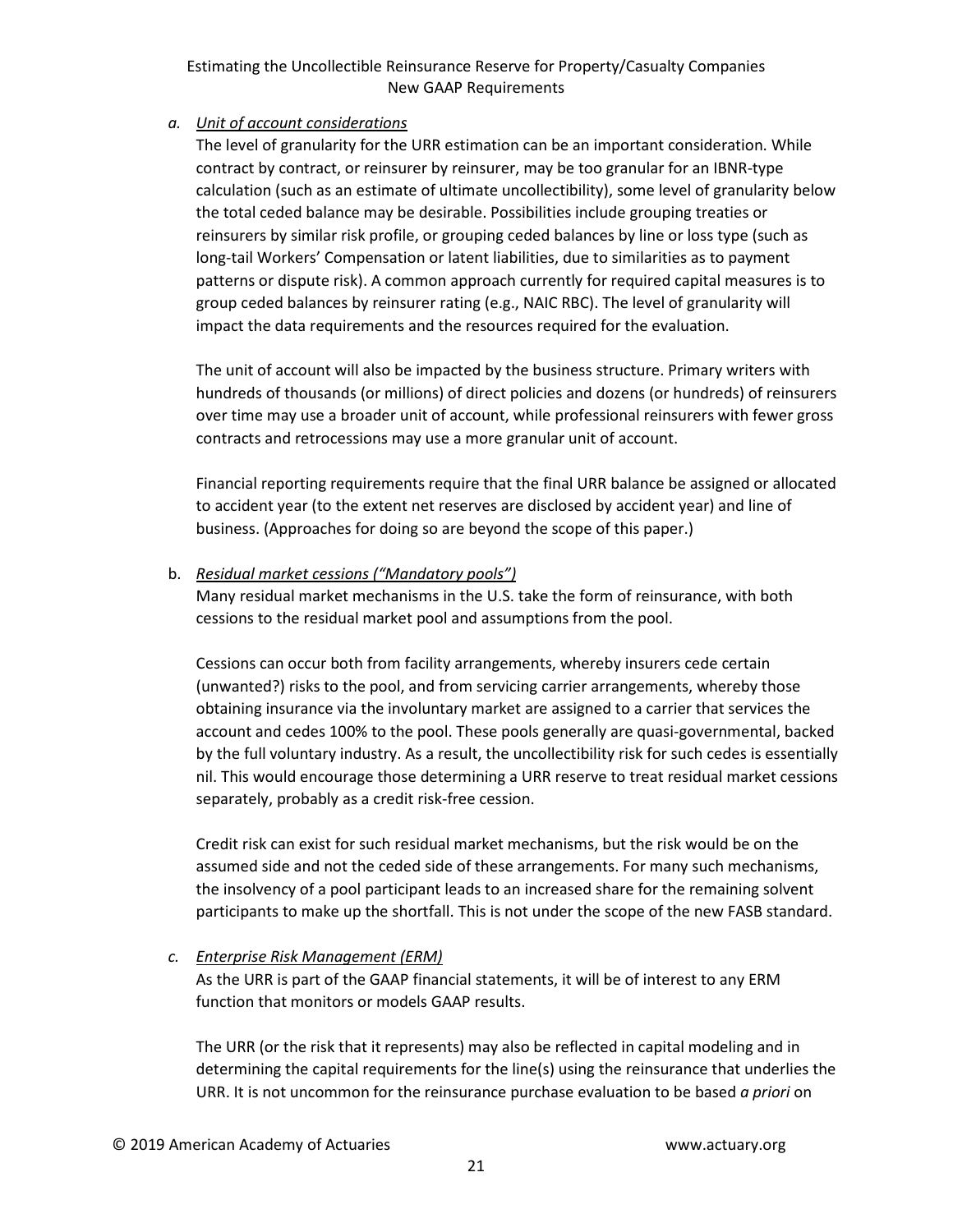*a. Unit of account considerations*

The level of granularity for the URR estimation can be an important consideration. While contract by contract, or reinsurer by reinsurer, may be too granular for an IBNR-type calculation (such as an estimate of ultimate uncollectibility), some level of granularity below the total ceded balance may be desirable. Possibilities include grouping treaties or reinsurers by similar risk profile, or grouping ceded balances by line or loss type (such as long-tail Workers' Compensation or latent liabilities, due to similarities as to payment patterns or dispute risk). A common approach currently for required capital measures is to group ceded balances by reinsurer rating (e.g., NAIC RBC). The level of granularity will impact the data requirements and the resources required for the evaluation.

The unit of account will also be impacted by the business structure. Primary writers with hundreds of thousands (or millions) of direct policies and dozens (or hundreds) of reinsurers over time may use a broader unit of account, while professional reinsurers with fewer gross contracts and retrocessions may use a more granular unit of account.

Financial reporting requirements require that the final URR balance be assigned or allocated to accident year (to the extent net reserves are disclosed by accident year) and line of business. (Approaches for doing so are beyond the scope of this paper.)

b. *Residual market cessions ("Mandatory pools")*

Many residual market mechanisms in the U.S. take the form of reinsurance, with both cessions to the residual market pool and assumptions from the pool.

Cessions can occur both from facility arrangements, whereby insurers cede certain (unwanted?) risks to the pool, and from servicing carrier arrangements, whereby those obtaining insurance via the involuntary market are assigned to a carrier that services the account and cedes 100% to the pool. These pools generally are quasi-governmental, backed by the full voluntary industry. As a result, the uncollectibility risk for such cedes is essentially nil. This would encourage those determining a URR reserve to treat residual market cessions separately, probably as a credit risk-free cession.

Credit risk can exist for such residual market mechanisms, but the risk would be on the assumed side and not the ceded side of these arrangements. For many such mechanisms, the insolvency of a pool participant leads to an increased share for the remaining solvent participants to make up the shortfall. This is not under the scope of the new FASB standard.

*c. Enterprise Risk Management (ERM)*

As the URR is part of the GAAP financial statements, it will be of interest to any ERM function that monitors or models GAAP results.

The URR (or the risk that it represents) may also be reflected in capital modeling and in determining the capital requirements for the line(s) using the reinsurance that underlies the URR. It is not uncommon for the reinsurance purchase evaluation to be based *a priori* on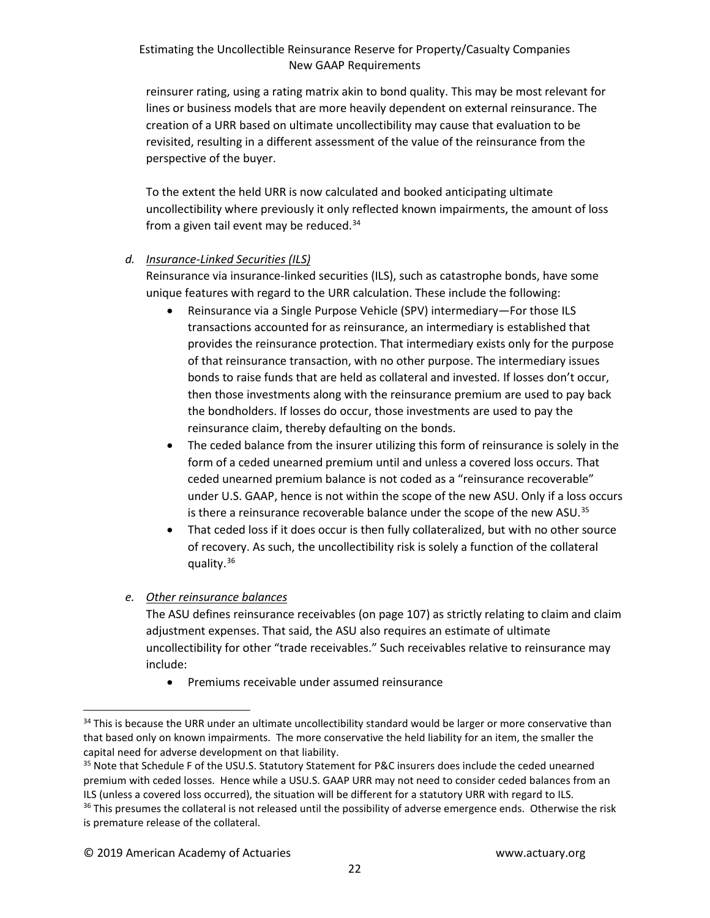reinsurer rating, using a rating matrix akin to bond quality. This may be most relevant for lines or business models that are more heavily dependent on external reinsurance. The creation of a URR based on ultimate uncollectibility may cause that evaluation to be revisited, resulting in a different assessment of the value of the reinsurance from the perspective of the buyer.

To the extent the held URR is now calculated and booked anticipating ultimate uncollectibility where previously it only reflected known impairments, the amount of loss from a given tail event may be reduced.[34]

*d. Insurance-Linked Securities (ILS)*

Reinsurance via insurance-linked securities (ILS), such as catastrophe bonds, have some unique features with regard to the URR calculation. These include the following:

- Reinsurance via a Single Purpose Vehicle (SPV) intermediary—For those ILS transactions accounted for as reinsurance, an intermediary is established that provides the reinsurance protection. That intermediary exists only for the purpose of that reinsurance transaction, with no other purpose. The intermediary issues bonds to raise funds that are held as collateral and invested. If losses don't occur, then those investments along with the reinsurance premium are used to pay back the bondholders. If losses do occur, those investments are used to pay the reinsurance claim, thereby defaulting on the bonds.
- The ceded balance from the insurer utilizing this form of reinsurance is solely in the form of a ceded unearned premium until and unless a covered loss occurs. That ceded unearned premium balance is not coded as a "reinsurance recoverable" under U.S. GAAP, hence is not within the scope of the new ASU. Only if a loss occurs is there a reinsurance recoverable balance under the scope of the new ASU.[35]
- That ceded loss if it does occur is then fully collateralized, but with no other source of recovery. As such, the uncollectibility risk is solely a function of the collateral quality.[36]

*e. Other reinsurance balances*

The ASU defines reinsurance receivables (on page 107) as strictly relating to claim and claim adjustment expenses. That said, the ASU also requires an estimate of ultimate uncollectibility for other "trade receivables." Such receivables relative to reinsurance may include:

- Premiums receivable under assumed reinsurance

---

[34] This is because the URR under an ultimate uncollectibility standard would be larger or more conservative than that based only on known impairments. The more conservative the held liability for an item, the smaller the capital need for adverse development on that liability.

[35] Note that Schedule F of the USU.S. Statutory Statement for P&C insurers does include the ceded unearned premium with ceded losses. Hence while a USU.S. GAAP URR may not need to consider ceded balances from an ILS (unless a covered loss occurred), the situation will be different for a statutory URR with regard to ILS.

[36] This presumes the collateral is not released until the possibility of adverse emergence ends. Otherwise the risk is premature release of the collateral.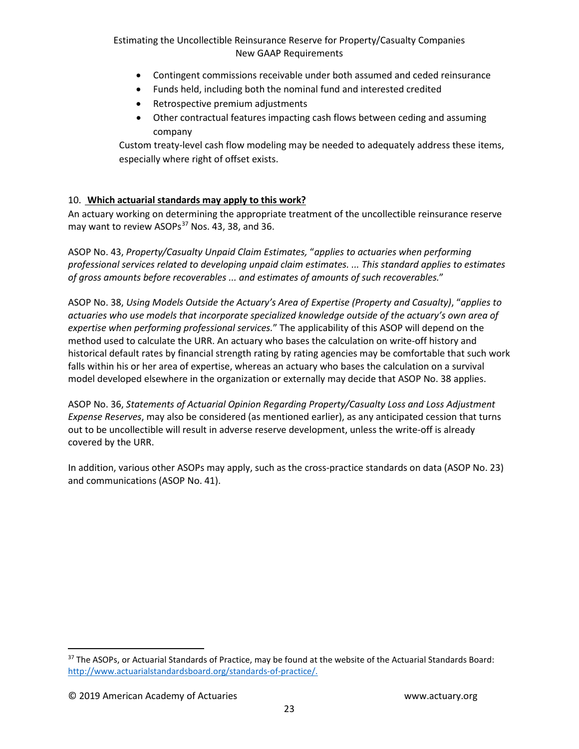- Contingent commissions receivable under both assumed and ceded reinsurance
- Funds held, including both the nominal fund and interested credited
- Retrospective premium adjustments
- Other contractual features impacting cash flows between ceding and assuming company

Custom treaty-level cash flow modeling may be needed to adequately address these items, especially where right of offset exists.

10. **Which actuarial standards may apply to this work?**

An actuary working on determining the appropriate treatment of the uncollectible reinsurance reserve may want to review ASOPs[37] Nos. 43, 38, and 36.

ASOP No. 43, *Property/Casualty Unpaid Claim Estimates,* "*applies to actuaries when performing professional services related to developing unpaid claim estimates. ... This standard applies to estimates of gross amounts before recoverables ... and estimates of amounts of such recoverables.*"

ASOP No. 38, *Using Models Outside the Actuary's Area of Expertise (Property and Casualty)*, "*applies to actuaries who use models that incorporate specialized knowledge outside of the actuary's own area of expertise when performing professional services.*" The applicability of this ASOP will depend on the method used to calculate the URR. An actuary who bases the calculation on write-off history and historical default rates by financial strength rating by rating agencies may be comfortable that such work falls within his or her area of expertise, whereas an actuary who bases the calculation on a survival model developed elsewhere in the organization or externally may decide that ASOP No. 38 applies.

ASOP No. 36, *Statements of Actuarial Opinion Regarding Property/Casualty Loss and Loss Adjustment Expense Reserves*, may also be considered (as mentioned earlier), as any anticipated cession that turns out to be uncollectible will result in adverse reserve development, unless the write-off is already covered by the URR.

In addition, various other ASOPs may apply, such as the cross-practice standards on data (ASOP No. 23) and communications (ASOP No. 41).

---

[37] The ASOPs, or Actuarial Standards of Practice, may be found at the website of the Actuarial Standards Board: http://www.actuarialstandardsboard.org/standards-of-practice/.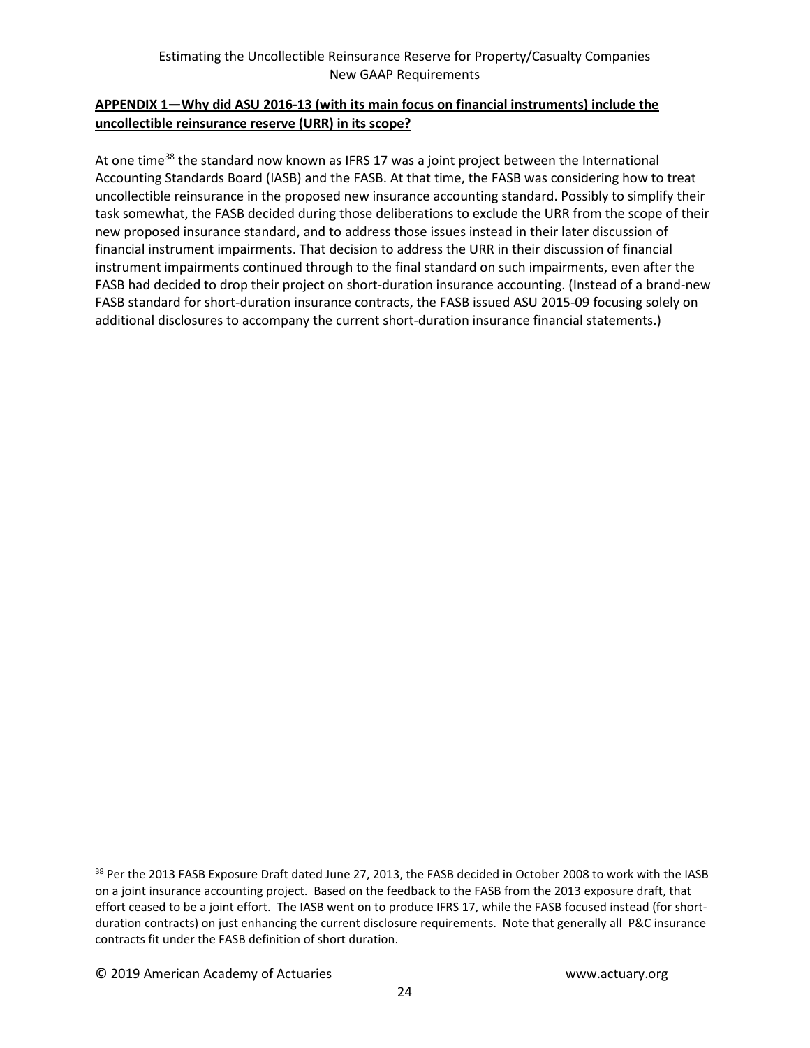**APPENDIX 1—Why did ASU 2016-13 (with its main focus on financial instruments) include the uncollectible reinsurance reserve (URR) in its scope?**

At one time[38] the standard now known as IFRS 17 was a joint project between the International Accounting Standards Board (IASB) and the FASB. At that time, the FASB was considering how to treat uncollectible reinsurance in the proposed new insurance accounting standard. Possibly to simplify their task somewhat, the FASB decided during those deliberations to exclude the URR from the scope of their new proposed insurance standard, and to address those issues instead in their later discussion of financial instrument impairments. That decision to address the URR in their discussion of financial instrument impairments continued through to the final standard on such impairments, even after the FASB had decided to drop their project on short-duration insurance accounting. (Instead of a brand-new FASB standard for short-duration insurance contracts, the FASB issued ASU 2015-09 focusing solely on additional disclosures to accompany the current short-duration insurance financial statements.)

[38] Per the 2013 FASB Exposure Draft dated June 27, 2013, the FASB decided in October 2008 to work with the IASB on a joint insurance accounting project. Based on the feedback to the FASB from the 2013 exposure draft, that effort ceased to be a joint effort. The IASB went on to produce IFRS 17, while the FASB focused instead (for short-duration contracts) on just enhancing the current disclosure requirements. Note that generally all P&C insurance contracts fit under the FASB definition of short duration.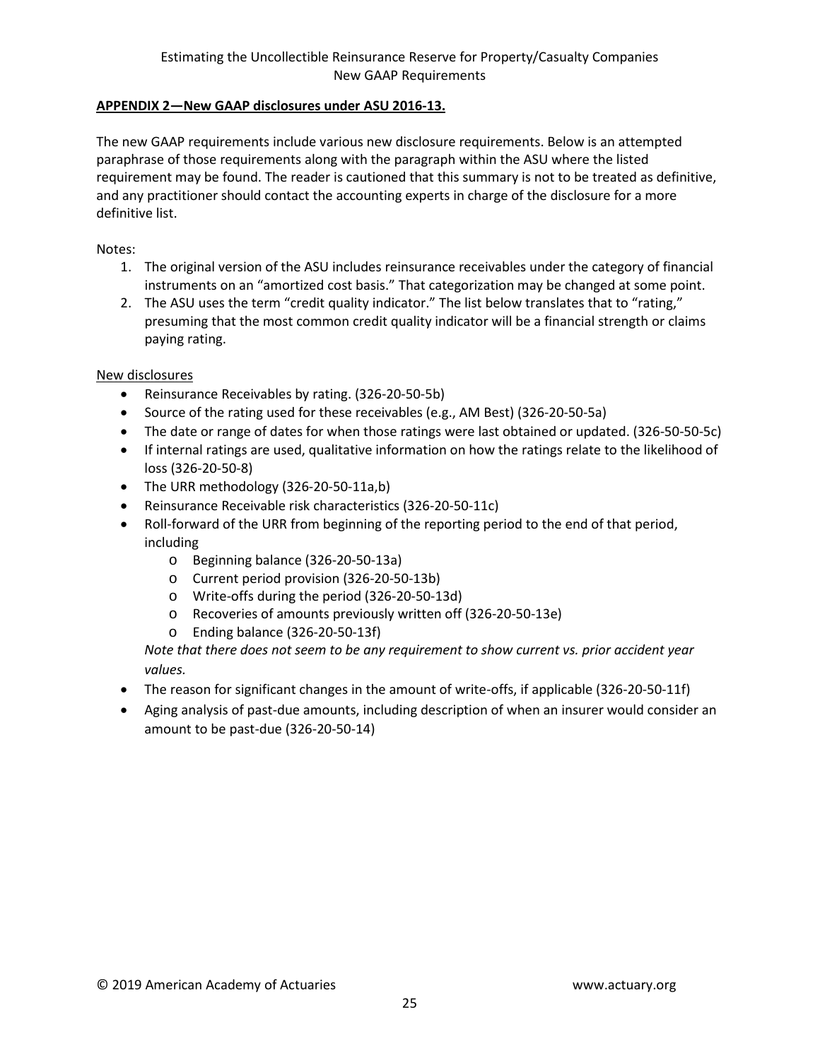## APPENDIX 2—New GAAP disclosures under ASU 2016-13.

The new GAAP requirements include various new disclosure requirements. Below is an attempted paraphrase of those requirements along with the paragraph within the ASU where the listed requirement may be found. The reader is cautioned that this summary is not to be treated as definitive, and any practitioner should contact the accounting experts in charge of the disclosure for a more definitive list.

Notes:

1. The original version of the ASU includes reinsurance receivables under the category of financial instruments on an "amortized cost basis." That categorization may be changed at some point.
2. The ASU uses the term "credit quality indicator." The list below translates that to "rating," presuming that the most common credit quality indicator will be a financial strength or claims paying rating.

New disclosures

- Reinsurance Receivables by rating. (326-20-50-5b)
- Source of the rating used for these receivables (e.g., AM Best) (326-20-50-5a)
- The date or range of dates for when those ratings were last obtained or updated. (326-50-50-5c)
- If internal ratings are used, qualitative information on how the ratings relate to the likelihood of loss (326-20-50-8)
- The URR methodology (326-20-50-11a,b)
- Reinsurance Receivable risk characteristics (326-20-50-11c)
- Roll-forward of the URR from beginning of the reporting period to the end of that period, including
  - Beginning balance (326-20-50-13a)
  - Current period provision (326-20-50-13b)
  - Write-offs during the period (326-20-50-13d)
  - Recoveries of amounts previously written off (326-20-50-13e)
  - Ending balance (326-20-50-13f)

  *Note that there does not seem to be any requirement to show current vs. prior accident year values.*
- The reason for significant changes in the amount of write-offs, if applicable (326-20-50-11f)
- Aging analysis of past-due amounts, including description of when an insurer would consider an amount to be past-due (326-20-50-14)